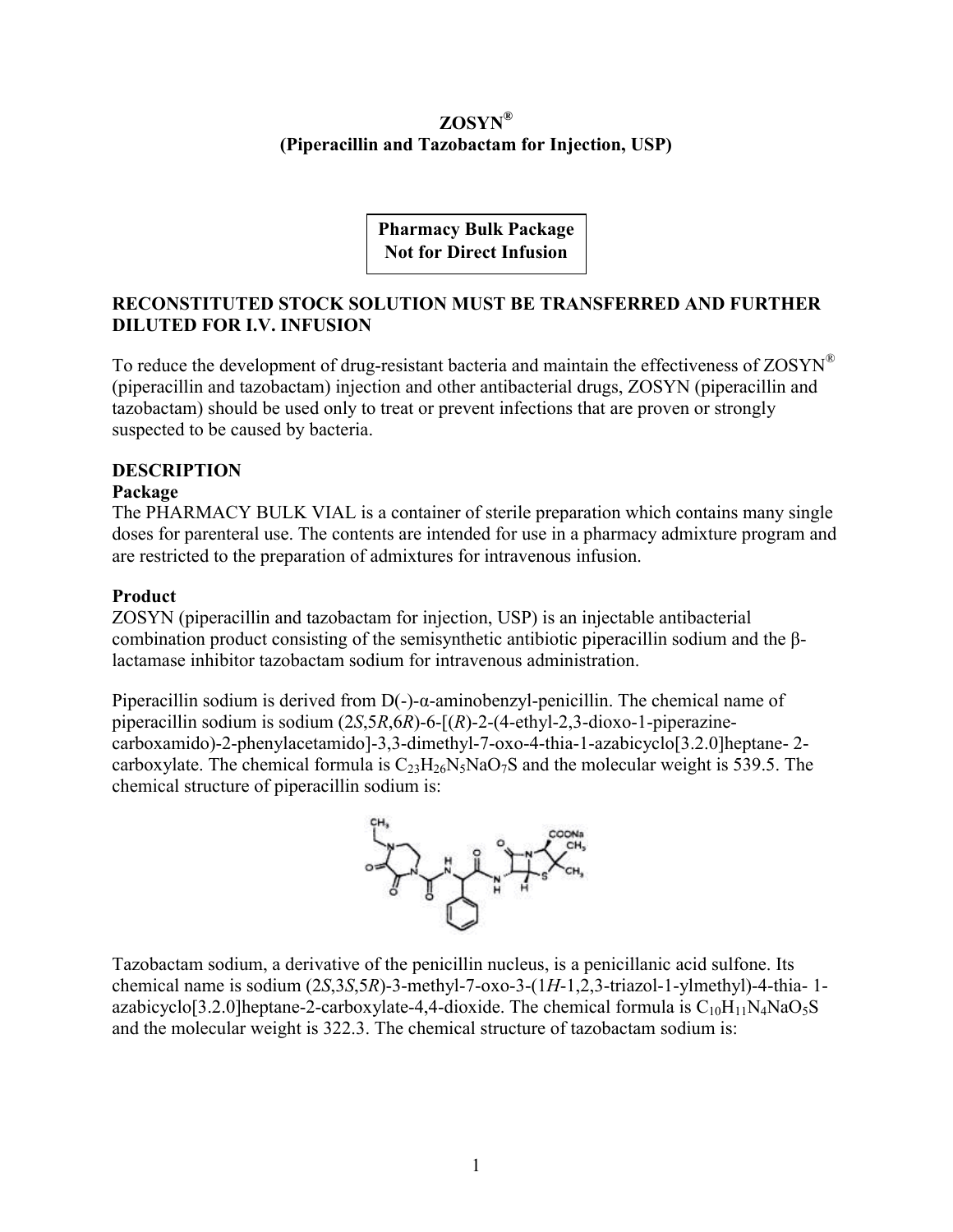**ZOSYN®**
**(Piperacillin and Tazobactam for Injection, USP)**

**Pharmacy Bulk Package**
**Not for Direct Infusion**

**RECONSTITUTED STOCK SOLUTION MUST BE TRANSFERRED AND FURTHER DILUTED FOR I.V. INFUSION**

To reduce the development of drug-resistant bacteria and maintain the effectiveness of ZOSYN® (piperacillin and tazobactam) injection and other antibacterial drugs, ZOSYN (piperacillin and tazobactam) should be used only to treat or prevent infections that are proven or strongly suspected to be caused by bacteria.

## DESCRIPTION

### Package

The PHARMACY BULK VIAL is a container of sterile preparation which contains many single doses for parenteral use. The contents are intended for use in a pharmacy admixture program and are restricted to the preparation of admixtures for intravenous infusion.

### Product

ZOSYN (piperacillin and tazobactam for injection, USP) is an injectable antibacterial combination product consisting of the semisynthetic antibiotic piperacillin sodium and the β-lactamase inhibitor tazobactam sodium for intravenous administration.

Piperacillin sodium is derived from D(-)-α-aminobenzyl-penicillin. The chemical name of piperacillin sodium is sodium (2*S*,5*R*,6*R*)-6-[(*R*)-2-(4-ethyl-2,3-dioxo-1-piperazine-carboxamido)-2-phenylacetamido]-3,3-dimethyl-7-oxo-4-thia-1-azabicyclo[3.2.0]heptane- 2-carboxylate. The chemical formula is $C_{23}H_{26}N_5NaO_7S$ and the molecular weight is 539.5. The chemical structure of piperacillin sodium is:

Tazobactam sodium, a derivative of the penicillin nucleus, is a penicillanic acid sulfone. Its chemical name is sodium (2*S*,3*S*,5*R*)-3-methyl-7-oxo-3-(1*H*-1,2,3-triazol-1-ylmethyl)-4-thia- 1-azabicyclo[3.2.0]heptane-2-carboxylate-4,4-dioxide. The chemical formula is $C_{10}H_{11}N_4NaO_5S$ and the molecular weight is 322.3. The chemical structure of tazobactam sodium is: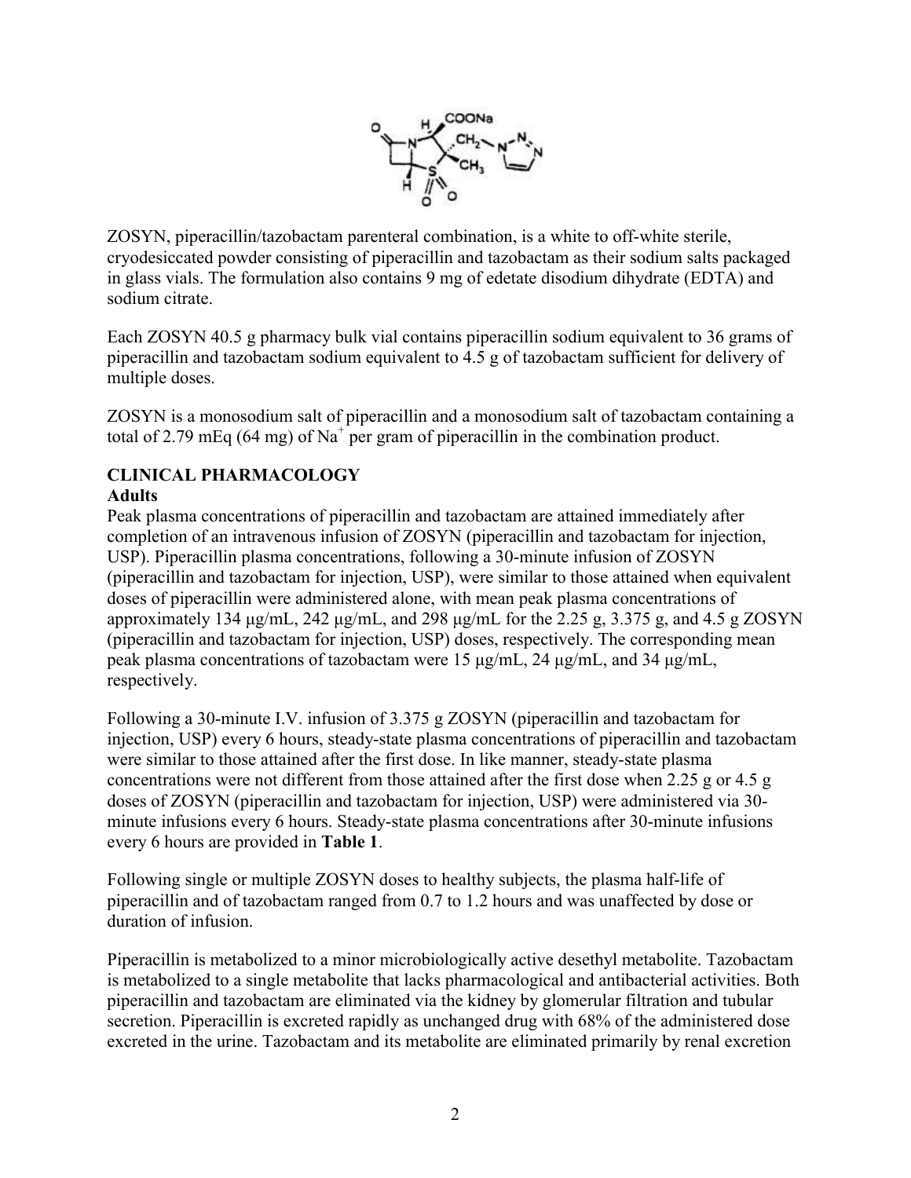ZOSYN, piperacillin/tazobactam parenteral combination, is a white to off-white sterile, cryodesiccated powder consisting of piperacillin and tazobactam as their sodium salts packaged in glass vials. The formulation also contains 9 mg of edetate disodium dihydrate (EDTA) and sodium citrate.

Each ZOSYN 40.5 g pharmacy bulk vial contains piperacillin sodium equivalent to 36 grams of piperacillin and tazobactam sodium equivalent to 4.5 g of tazobactam sufficient for delivery of multiple doses.

ZOSYN is a monosodium salt of piperacillin and a monosodium salt of tazobactam containing a total of 2.79 mEq (64 mg) of $Na^+$ per gram of piperacillin in the combination product.

## CLINICAL PHARMACOLOGY

### Adults

Peak plasma concentrations of piperacillin and tazobactam are attained immediately after completion of an intravenous infusion of ZOSYN (piperacillin and tazobactam for injection, USP). Piperacillin plasma concentrations, following a 30-minute infusion of ZOSYN (piperacillin and tazobactam for injection, USP), were similar to those attained when equivalent doses of piperacillin were administered alone, with mean peak plasma concentrations of approximately 134 µg/mL, 242 µg/mL, and 298 µg/mL for the 2.25 g, 3.375 g, and 4.5 g ZOSYN (piperacillin and tazobactam for injection, USP) doses, respectively. The corresponding mean peak plasma concentrations of tazobactam were 15 µg/mL, 24 µg/mL, and 34 µg/mL, respectively.

Following a 30-minute I.V. infusion of 3.375 g ZOSYN (piperacillin and tazobactam for injection, USP) every 6 hours, steady-state plasma concentrations of piperacillin and tazobactam were similar to those attained after the first dose. In like manner, steady-state plasma concentrations were not different from those attained after the first dose when 2.25 g or 4.5 g doses of ZOSYN (piperacillin and tazobactam for injection, USP) were administered via 30-minute infusions every 6 hours. Steady-state plasma concentrations after 30-minute infusions every 6 hours are provided in **Table 1**.

Following single or multiple ZOSYN doses to healthy subjects, the plasma half-life of piperacillin and of tazobactam ranged from 0.7 to 1.2 hours and was unaffected by dose or duration of infusion.

Piperacillin is metabolized to a minor microbiologically active desethyl metabolite. Tazobactam is metabolized to a single metabolite that lacks pharmacological and antibacterial activities. Both piperacillin and tazobactam are eliminated via the kidney by glomerular filtration and tubular secretion. Piperacillin is excreted rapidly as unchanged drug with 68% of the administered dose excreted in the urine. Tazobactam and its metabolite are eliminated primarily by renal excretion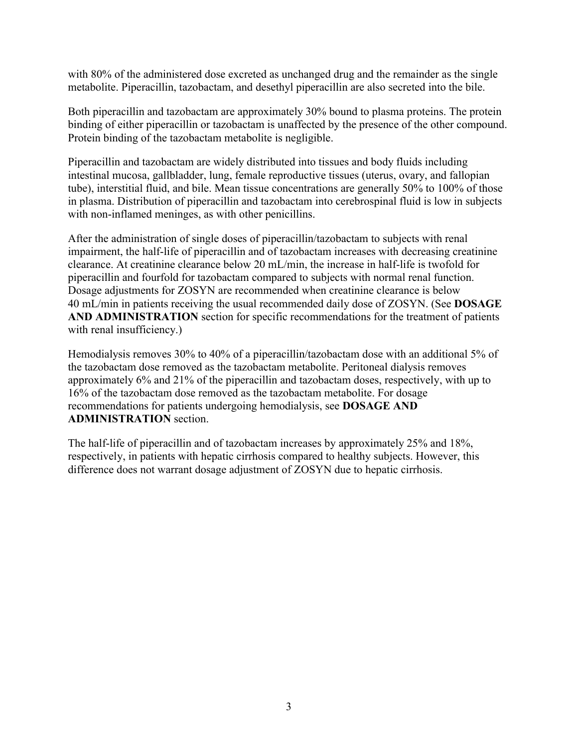with 80% of the administered dose excreted as unchanged drug and the remainder as the single metabolite. Piperacillin, tazobactam, and desethyl piperacillin are also secreted into the bile.

Both piperacillin and tazobactam are approximately 30% bound to plasma proteins. The protein binding of either piperacillin or tazobactam is unaffected by the presence of the other compound. Protein binding of the tazobactam metabolite is negligible.

Piperacillin and tazobactam are widely distributed into tissues and body fluids including intestinal mucosa, gallbladder, lung, female reproductive tissues (uterus, ovary, and fallopian tube), interstitial fluid, and bile. Mean tissue concentrations are generally 50% to 100% of those in plasma. Distribution of piperacillin and tazobactam into cerebrospinal fluid is low in subjects with non-inflamed meninges, as with other penicillins.

After the administration of single doses of piperacillin/tazobactam to subjects with renal impairment, the half-life of piperacillin and of tazobactam increases with decreasing creatinine clearance. At creatinine clearance below 20 mL/min, the increase in half-life is twofold for piperacillin and fourfold for tazobactam compared to subjects with normal renal function. Dosage adjustments for ZOSYN are recommended when creatinine clearance is below 40 mL/min in patients receiving the usual recommended daily dose of ZOSYN. (See **DOSAGE AND ADMINISTRATION** section for specific recommendations for the treatment of patients with renal insufficiency.)

Hemodialysis removes 30% to 40% of a piperacillin/tazobactam dose with an additional 5% of the tazobactam dose removed as the tazobactam metabolite. Peritoneal dialysis removes approximately 6% and 21% of the piperacillin and tazobactam doses, respectively, with up to 16% of the tazobactam dose removed as the tazobactam metabolite. For dosage recommendations for patients undergoing hemodialysis, see **DOSAGE AND ADMINISTRATION** section.

The half-life of piperacillin and of tazobactam increases by approximately 25% and 18%, respectively, in patients with hepatic cirrhosis compared to healthy subjects. However, this difference does not warrant dosage adjustment of ZOSYN due to hepatic cirrhosis.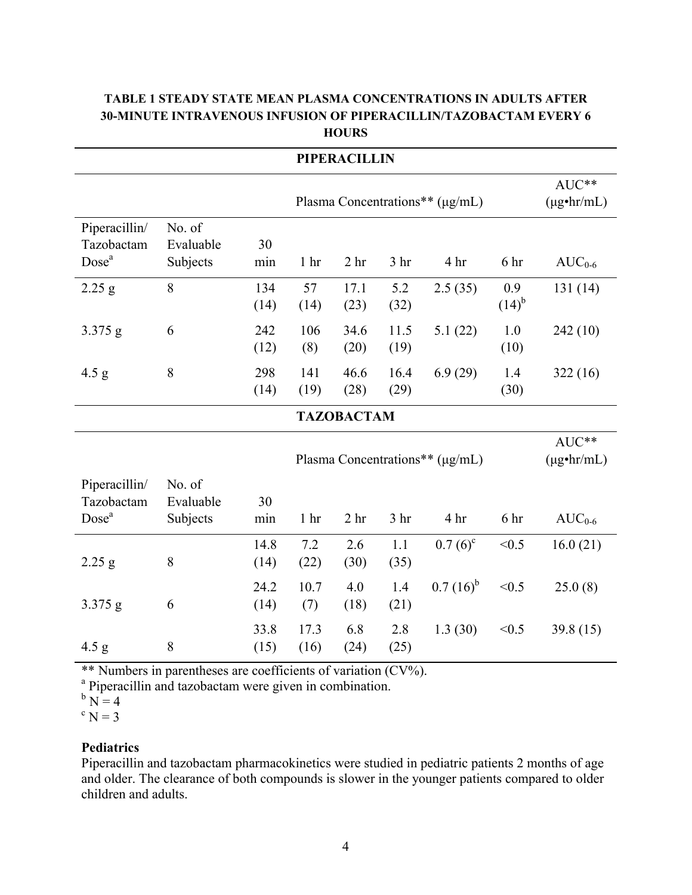**TABLE 1 STEADY STATE MEAN PLASMA CONCENTRATIONS IN ADULTS AFTER 30-MINUTE INTRAVENOUS INFUSION OF PIPERACILLIN/TAZOBACTAM EVERY 6 HOURS**

| **PIPERACILLIN** | | | | | | | | |
|---|---|---|---|---|---|---|---|---|
| | | Plasma Concentrations** (μg/mL) | | | | | | AUC** (μg•hr/mL) |
| Piperacillin/ Tazobactam Dose[a] | No. of Evaluable Subjects | 30 min | 1 hr | 2 hr | 3 hr | 4 hr | 6 hr | $AUC_{0-6}$ |
| 2.25 g | 8 | 134 (14) | 57 (14) | 17.1 (23) | 5.2 (32) | 2.5 (35) | 0.9 (14)[b] | 131 (14) |
| 3.375 g | 6 | 242 (12) | 106 (8) | 34.6 (20) | 11.5 (19) | 5.1 (22) | 1.0 (10) | 242 (10) |
| 4.5 g | 8 | 298 (14) | 141 (19) | 46.6 (28) | 16.4 (29) | 6.9 (29) | 1.4 (30) | 322 (16) |
| **TAZOBACTAM** | | | | | | | | |
| | | Plasma Concentrations** (μg/mL) | | | | | | AUC** (μg•hr/mL) |
| Piperacillin/ Tazobactam Dose[a] | No. of Evaluable Subjects | 30 min | 1 hr | 2 hr | 3 hr | 4 hr | 6 hr | $AUC_{0-6}$ |
| 2.25 g | 8 | 14.8 (14) | 7.2 (22) | 2.6 (30) | 1.1 (35) | 0.7 (6)[c] | <0.5 | 16.0 (21) |
| 3.375 g | 6 | 24.2 (14) | 10.7 (7) | 4.0 (18) | 1.4 (21) | 0.7 (16)[b] | <0.5 | 25.0 (8) |
| 4.5 g | 8 | 33.8 (15) | 17.3 (16) | 6.8 (24) | 2.8 (25) | 1.3 (30) | <0.5 | 39.8 (15) |

** Numbers in parentheses are coefficients of variation (CV%).
[a] Piperacillin and tazobactam were given in combination.
[b] N = 4
[c] N = 3

**Pediatrics**

Piperacillin and tazobactam pharmacokinetics were studied in pediatric patients 2 months of age and older. The clearance of both compounds is slower in the younger patients compared to older children and adults.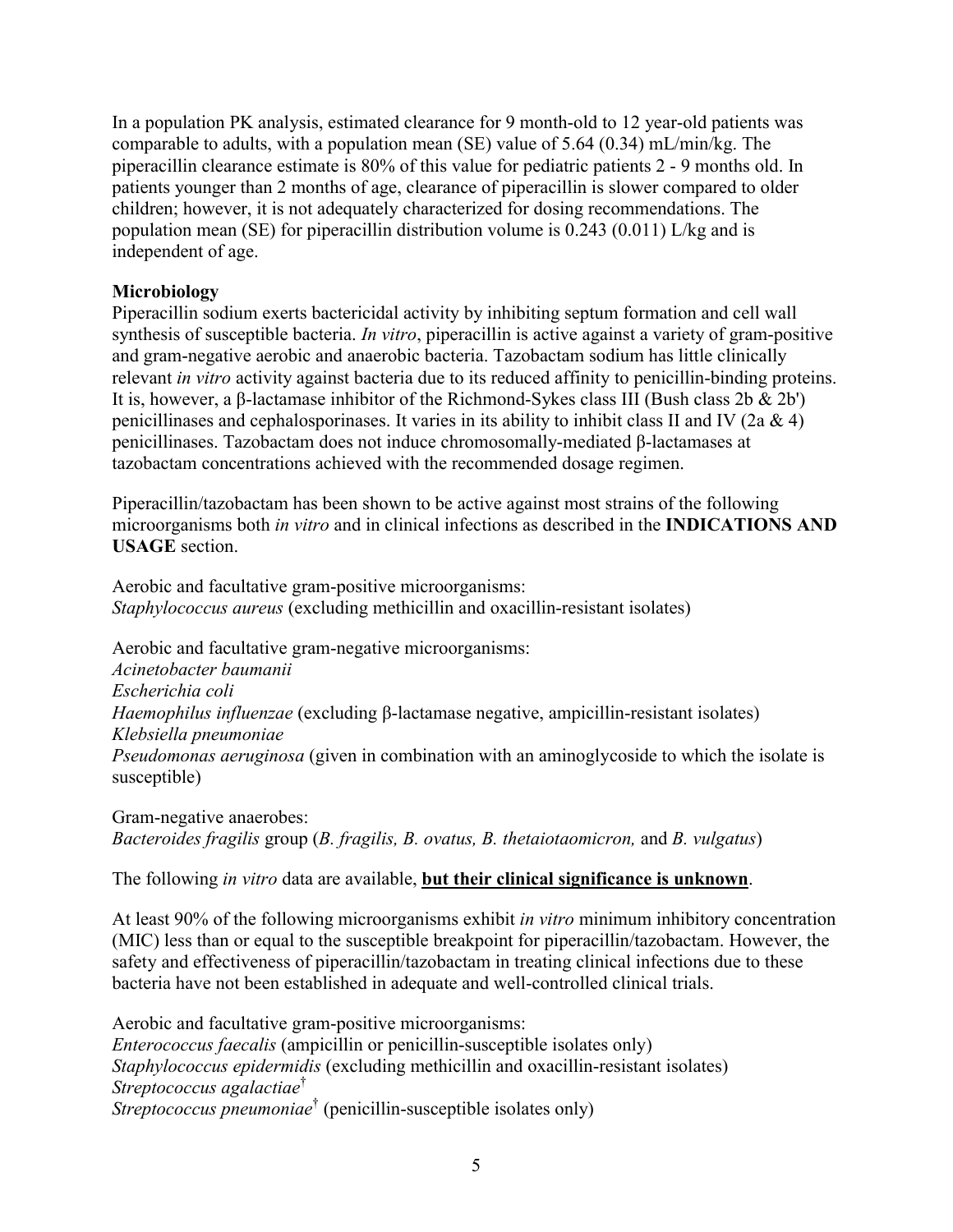In a population PK analysis, estimated clearance for 9 month-old to 12 year-old patients was comparable to adults, with a population mean (SE) value of 5.64 (0.34) mL/min/kg. The piperacillin clearance estimate is 80% of this value for pediatric patients 2 - 9 months old. In patients younger than 2 months of age, clearance of piperacillin is slower compared to older children; however, it is not adequately characterized for dosing recommendations. The population mean (SE) for piperacillin distribution volume is 0.243 (0.011) L/kg and is independent of age.

**Microbiology**

Piperacillin sodium exerts bactericidal activity by inhibiting septum formation and cell wall synthesis of susceptible bacteria. *In vitro*, piperacillin is active against a variety of gram-positive and gram-negative aerobic and anaerobic bacteria. Tazobactam sodium has little clinically relevant *in vitro* activity against bacteria due to its reduced affinity to penicillin-binding proteins. It is, however, a β-lactamase inhibitor of the Richmond-Sykes class III (Bush class 2b & 2b') penicillinases and cephalosporinases. It varies in its ability to inhibit class II and IV (2a & 4) penicillinases. Tazobactam does not induce chromosomally-mediated β-lactamases at tazobactam concentrations achieved with the recommended dosage regimen.

Piperacillin/tazobactam has been shown to be active against most strains of the following microorganisms both *in vitro* and in clinical infections as described in the **INDICATIONS AND USAGE** section.

Aerobic and facultative gram-positive microorganisms:
*Staphylococcus aureus* (excluding methicillin and oxacillin-resistant isolates)

Aerobic and facultative gram-negative microorganisms:
*Acinetobacter baumanii*
*Escherichia coli*
*Haemophilus influenzae* (excluding β-lactamase negative, ampicillin-resistant isolates)
*Klebsiella pneumoniae*
*Pseudomonas aeruginosa* (given in combination with an aminoglycoside to which the isolate is susceptible)

Gram-negative anaerobes:
*Bacteroides fragilis* group (*B. fragilis, B. ovatus, B. thetaiotaomicron,* and *B. vulgatus*)

The following *in vitro* data are available, **but their clinical significance is unknown**.

At least 90% of the following microorganisms exhibit *in vitro* minimum inhibitory concentration (MIC) less than or equal to the susceptible breakpoint for piperacillin/tazobactam. However, the safety and effectiveness of piperacillin/tazobactam in treating clinical infections due to these bacteria have not been established in adequate and well-controlled clinical trials.

Aerobic and facultative gram-positive microorganisms:
*Enterococcus faecalis* (ampicillin or penicillin-susceptible isolates only)
*Staphylococcus epidermidis* (excluding methicillin and oxacillin-resistant isolates)
*Streptococcus agalactiae*†
*Streptococcus pneumoniae*† (penicillin-susceptible isolates only)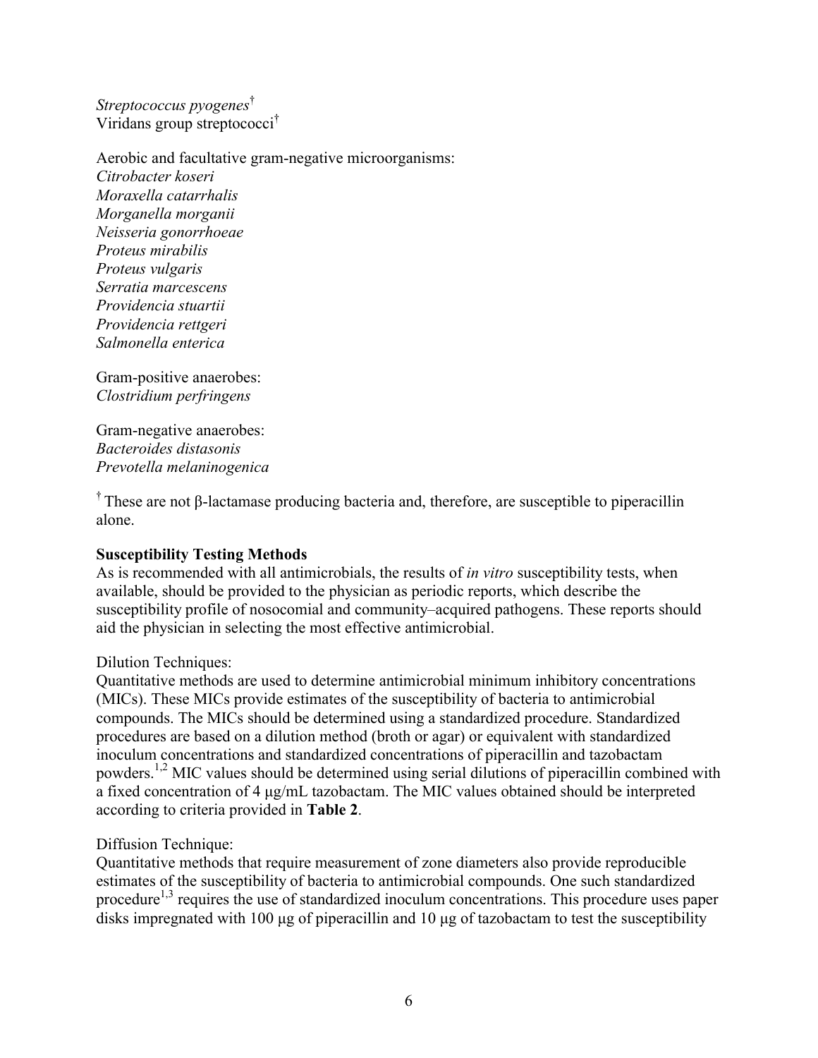*Streptococcus pyogenes*†  
Viridans group streptococci†

Aerobic and facultative gram-negative microorganisms:  
*Citrobacter koseri*  
*Moraxella catarrhalis*  
*Morganella morganii*  
*Neisseria gonorrhoeae*  
*Proteus mirabilis*  
*Proteus vulgaris*  
*Serratia marcescens*  
*Providencia stuartii*  
*Providencia rettgeri*  
*Salmonella enterica*

Gram-positive anaerobes:  
*Clostridium perfringens*

Gram-negative anaerobes:  
*Bacteroides distasonis*  
*Prevotella melaninogenica*

† These are not β-lactamase producing bacteria and, therefore, are susceptible to piperacillin alone.

**Susceptibility Testing Methods**  
As is recommended with all antimicrobials, the results of *in vitro* susceptibility tests, when available, should be provided to the physician as periodic reports, which describe the susceptibility profile of nosocomial and community–acquired pathogens. These reports should aid the physician in selecting the most effective antimicrobial.

Dilution Techniques:  
Quantitative methods are used to determine antimicrobial minimum inhibitory concentrations (MICs). These MICs provide estimates of the susceptibility of bacteria to antimicrobial compounds. The MICs should be determined using a standardized procedure. Standardized procedures are based on a dilution method (broth or agar) or equivalent with standardized inoculum concentrations and standardized concentrations of piperacillin and tazobactam powders.[1,2] MIC values should be determined using serial dilutions of piperacillin combined with a fixed concentration of 4 μg/mL tazobactam. The MIC values obtained should be interpreted according to criteria provided in **Table 2**.

Diffusion Technique:  
Quantitative methods that require measurement of zone diameters also provide reproducible estimates of the susceptibility of bacteria to antimicrobial compounds. One such standardized procedure[1,3] requires the use of standardized inoculum concentrations. This procedure uses paper disks impregnated with 100 μg of piperacillin and 10 μg of tazobactam to test the susceptibility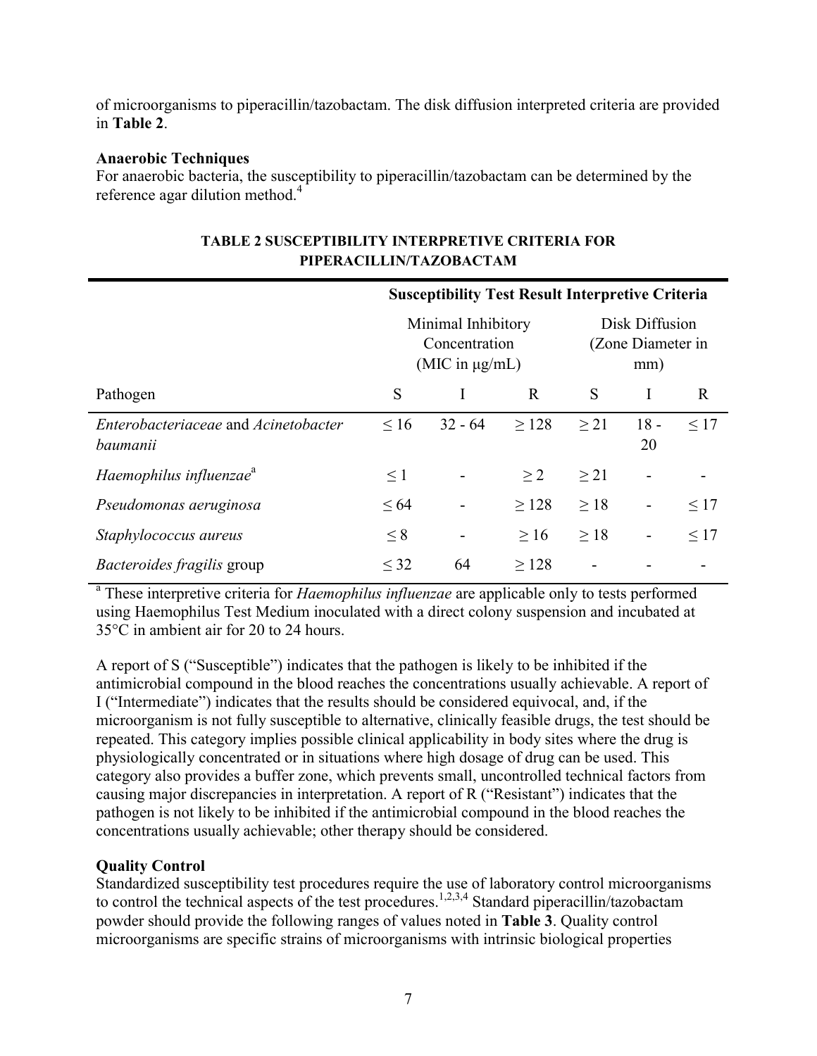of microorganisms to piperacillin/tazobactam. The disk diffusion interpreted criteria are provided in **Table 2**.

**Anaerobic Techniques**
For anaerobic bacteria, the susceptibility to piperacillin/tazobactam can be determined by the reference agar dilution method.[4]

**TABLE 2 SUSCEPTIBILITY INTERPRETIVE CRITERIA FOR PIPERACILLIN/TAZOBACTAM**

| | Susceptibility Test Result Interpretive Criteria | | | | | |
|---|---|---|---|---|---|---|
| | Minimal Inhibitory Concentration (MIC in μg/mL) | | | Disk Diffusion (Zone Diameter in mm) | | |
| Pathogen | S | I | R | S | I | R |
| *Enterobacteriaceae* and *Acinetobacter baumanii* | ≤ 16 | 32 - 64 | ≥ 128 | ≥ 21 | 18 - 20 | ≤ 17 |
| *Haemophilus influenzae*[a] | ≤ 1 | - | ≥ 2 | ≥ 21 | - | - |
| *Pseudomonas aeruginosa* | ≤ 64 | - | ≥ 128 | ≥ 18 | - | ≤ 17 |
| *Staphylococcus aureus* | ≤ 8 | - | ≥ 16 | ≥ 18 | - | ≤ 17 |
| *Bacteroides fragilis* group | ≤ 32 | 64 | ≥ 128 | - | - | - |

[a] These interpretive criteria for *Haemophilus influenzae* are applicable only to tests performed using Haemophilus Test Medium inoculated with a direct colony suspension and incubated at 35°C in ambient air for 20 to 24 hours.

A report of S ("Susceptible") indicates that the pathogen is likely to be inhibited if the antimicrobial compound in the blood reaches the concentrations usually achievable. A report of I ("Intermediate") indicates that the results should be considered equivocal, and, if the microorganism is not fully susceptible to alternative, clinically feasible drugs, the test should be repeated. This category implies possible clinical applicability in body sites where the drug is physiologically concentrated or in situations where high dosage of drug can be used. This category also provides a buffer zone, which prevents small, uncontrolled technical factors from causing major discrepancies in interpretation. A report of R ("Resistant") indicates that the pathogen is not likely to be inhibited if the antimicrobial compound in the blood reaches the concentrations usually achievable; other therapy should be considered.

**Quality Control**
Standardized susceptibility test procedures require the use of laboratory control microorganisms to control the technical aspects of the test procedures.[1,2,3,4] Standard piperacillin/tazobactam powder should provide the following ranges of values noted in **Table 3**. Quality control microorganisms are specific strains of microorganisms with intrinsic biological properties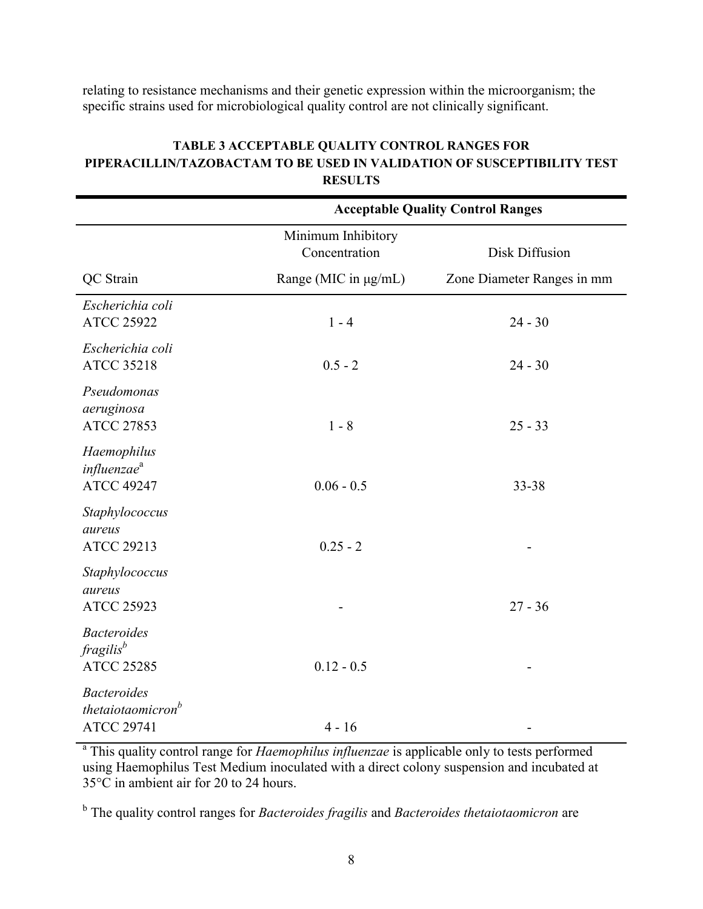relating to resistance mechanisms and their genetic expression within the microorganism; the specific strains used for microbiological quality control are not clinically significant.

**TABLE 3 ACCEPTABLE QUALITY CONTROL RANGES FOR PIPERACILLIN/TAZOBACTAM TO BE USED IN VALIDATION OF SUSCEPTIBILITY TEST RESULTS**

| | **Acceptable Quality Control Ranges** | |
|---|---|---|
| QC Strain | Minimum Inhibitory Concentration Range (MIC in μg/mL) | Disk Diffusion Zone Diameter Ranges in mm |
| *Escherichia coli* ATCC 25922 | 1 - 4 | 24 - 30 |
| *Escherichia coli* ATCC 35218 | 0.5 - 2 | 24 - 30 |
| *Pseudomonas aeruginosa* ATCC 27853 | 1 - 8 | 25 - 33 |
| *Haemophilus influenzae*[a] ATCC 49247 | 0.06 - 0.5 | 33-38 |
| *Staphylococcus aureus* ATCC 29213 | 0.25 - 2 | - |
| *Staphylococcus aureus* ATCC 25923 | - | 27 - 36 |
| *Bacteroides fragilis*[b] ATCC 25285 | 0.12 - 0.5 | - |
| *Bacteroides thetaiotaomicron*[b] ATCC 29741 | 4 - 16 | - |

[a] This quality control range for *Haemophilus influenzae* is applicable only to tests performed using Haemophilus Test Medium inoculated with a direct colony suspension and incubated at 35°C in ambient air for 20 to 24 hours.

[b] The quality control ranges for *Bacteroides fragilis* and *Bacteroides thetaiotaomicron* are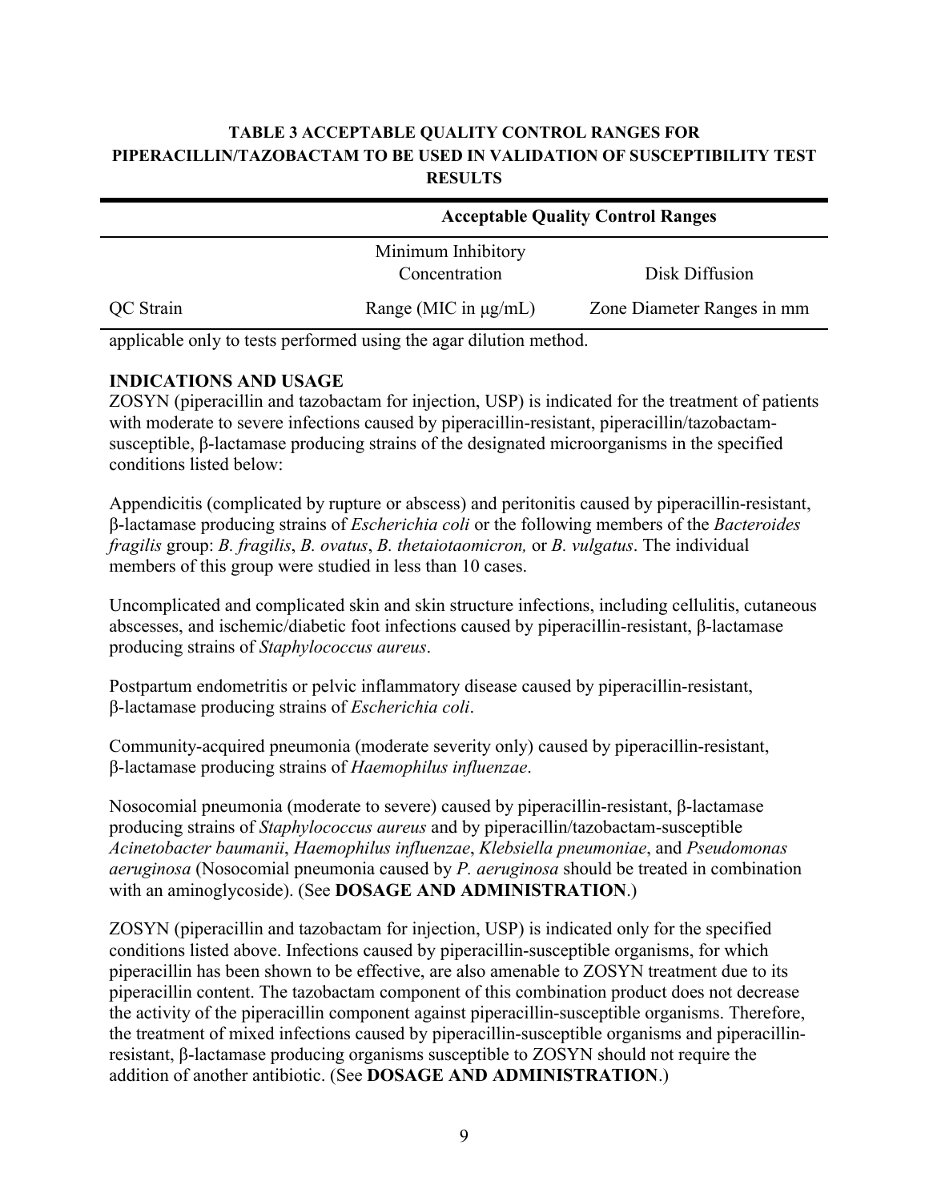**TABLE 3 ACCEPTABLE QUALITY CONTROL RANGES FOR PIPERACILLIN/TAZOBACTAM TO BE USED IN VALIDATION OF SUSCEPTIBILITY TEST RESULTS**

| | **Acceptable Quality Control Ranges** | |
|---|---|---|
| | Minimum Inhibitory Concentration | Disk Diffusion |
| QC Strain | Range (MIC in μg/mL) | Zone Diameter Ranges in mm |

applicable only to tests performed using the agar dilution method.

**INDICATIONS AND USAGE**

ZOSYN (piperacillin and tazobactam for injection, USP) is indicated for the treatment of patients with moderate to severe infections caused by piperacillin-resistant, piperacillin/tazobactam-susceptible, β-lactamase producing strains of the designated microorganisms in the specified conditions listed below:

Appendicitis (complicated by rupture or abscess) and peritonitis caused by piperacillin-resistant, β-lactamase producing strains of *Escherichia coli* or the following members of the *Bacteroides fragilis* group: *B. fragilis*, *B. ovatus*, *B. thetaiotaomicron,* or *B. vulgatus*. The individual members of this group were studied in less than 10 cases.

Uncomplicated and complicated skin and skin structure infections, including cellulitis, cutaneous abscesses, and ischemic/diabetic foot infections caused by piperacillin-resistant, β-lactamase producing strains of *Staphylococcus aureus*.

Postpartum endometritis or pelvic inflammatory disease caused by piperacillin-resistant, β-lactamase producing strains of *Escherichia coli*.

Community-acquired pneumonia (moderate severity only) caused by piperacillin-resistant, β-lactamase producing strains of *Haemophilus influenzae*.

Nosocomial pneumonia (moderate to severe) caused by piperacillin-resistant, β-lactamase producing strains of *Staphylococcus aureus* and by piperacillin/tazobactam-susceptible *Acinetobacter baumanii*, *Haemophilus influenzae*, *Klebsiella pneumoniae*, and *Pseudomonas aeruginosa* (Nosocomial pneumonia caused by *P. aeruginosa* should be treated in combination with an aminoglycoside). (See **DOSAGE AND ADMINISTRATION**.)

ZOSYN (piperacillin and tazobactam for injection, USP) is indicated only for the specified conditions listed above. Infections caused by piperacillin-susceptible organisms, for which piperacillin has been shown to be effective, are also amenable to ZOSYN treatment due to its piperacillin content. The tazobactam component of this combination product does not decrease the activity of the piperacillin component against piperacillin-susceptible organisms. Therefore, the treatment of mixed infections caused by piperacillin-susceptible organisms and piperacillin-resistant, β-lactamase producing organisms susceptible to ZOSYN should not require the addition of another antibiotic. (See **DOSAGE AND ADMINISTRATION**.)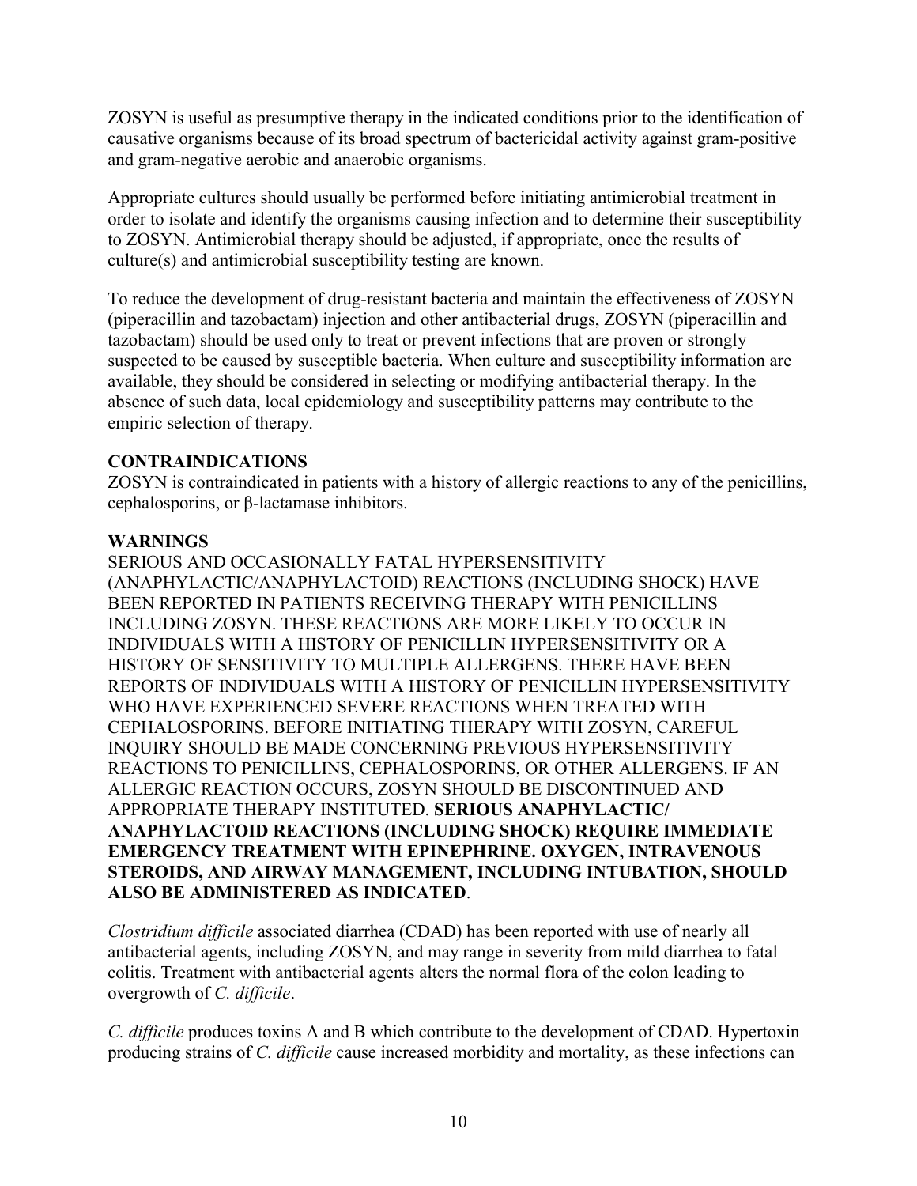ZOSYN is useful as presumptive therapy in the indicated conditions prior to the identification of causative organisms because of its broad spectrum of bactericidal activity against gram-positive and gram-negative aerobic and anaerobic organisms.

Appropriate cultures should usually be performed before initiating antimicrobial treatment in order to isolate and identify the organisms causing infection and to determine their susceptibility to ZOSYN. Antimicrobial therapy should be adjusted, if appropriate, once the results of culture(s) and antimicrobial susceptibility testing are known.

To reduce the development of drug-resistant bacteria and maintain the effectiveness of ZOSYN (piperacillin and tazobactam) injection and other antibacterial drugs, ZOSYN (piperacillin and tazobactam) should be used only to treat or prevent infections that are proven or strongly suspected to be caused by susceptible bacteria. When culture and susceptibility information are available, they should be considered in selecting or modifying antibacterial therapy. In the absence of such data, local epidemiology and susceptibility patterns may contribute to the empiric selection of therapy.

## CONTRAINDICATIONS

ZOSYN is contraindicated in patients with a history of allergic reactions to any of the penicillins, cephalosporins, or β-lactamase inhibitors.

## WARNINGS

SERIOUS AND OCCASIONALLY FATAL HYPERSENSITIVITY (ANAPHYLACTIC/ANAPHYLACTOID) REACTIONS (INCLUDING SHOCK) HAVE BEEN REPORTED IN PATIENTS RECEIVING THERAPY WITH PENICILLINS INCLUDING ZOSYN. THESE REACTIONS ARE MORE LIKELY TO OCCUR IN INDIVIDUALS WITH A HISTORY OF PENICILLIN HYPERSENSITIVITY OR A HISTORY OF SENSITIVITY TO MULTIPLE ALLERGENS. THERE HAVE BEEN REPORTS OF INDIVIDUALS WITH A HISTORY OF PENICILLIN HYPERSENSITIVITY WHO HAVE EXPERIENCED SEVERE REACTIONS WHEN TREATED WITH CEPHALOSPORINS. BEFORE INITIATING THERAPY WITH ZOSYN, CAREFUL INQUIRY SHOULD BE MADE CONCERNING PREVIOUS HYPERSENSITIVITY REACTIONS TO PENICILLINS, CEPHALOSPORINS, OR OTHER ALLERGENS. IF AN ALLERGIC REACTION OCCURS, ZOSYN SHOULD BE DISCONTINUED AND APPROPRIATE THERAPY INSTITUTED. **SERIOUS ANAPHYLACTIC/ ANAPHYLACTOID REACTIONS (INCLUDING SHOCK) REQUIRE IMMEDIATE EMERGENCY TREATMENT WITH EPINEPHRINE. OXYGEN, INTRAVENOUS STEROIDS, AND AIRWAY MANAGEMENT, INCLUDING INTUBATION, SHOULD ALSO BE ADMINISTERED AS INDICATED**.

*Clostridium difficile* associated diarrhea (CDAD) has been reported with use of nearly all antibacterial agents, including ZOSYN, and may range in severity from mild diarrhea to fatal colitis. Treatment with antibacterial agents alters the normal flora of the colon leading to overgrowth of *C. difficile*.

*C. difficile* produces toxins A and B which contribute to the development of CDAD. Hypertoxin producing strains of *C. difficile* cause increased morbidity and mortality, as these infections can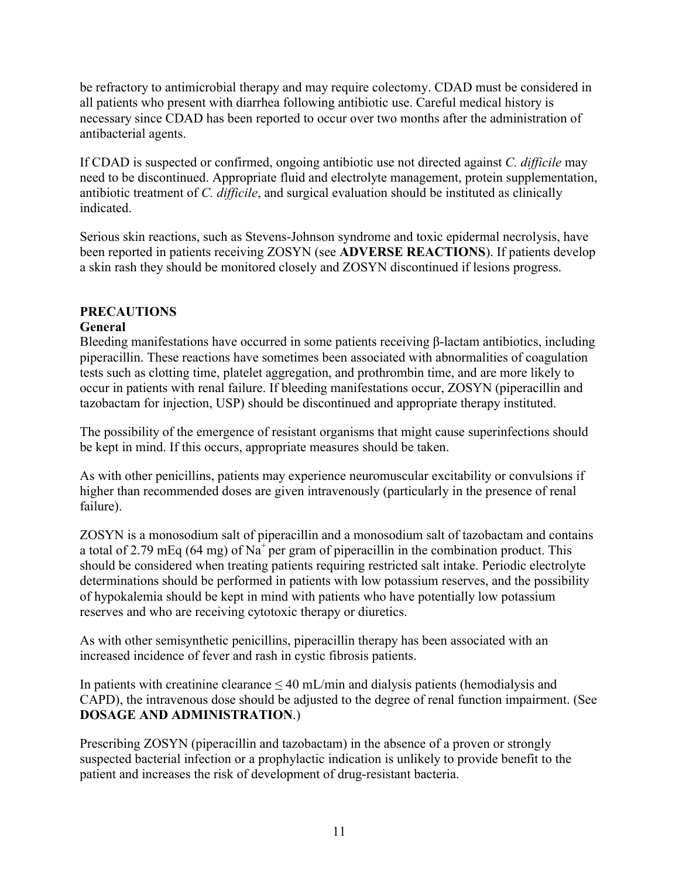be refractory to antimicrobial therapy and may require colectomy. CDAD must be considered in all patients who present with diarrhea following antibiotic use. Careful medical history is necessary since CDAD has been reported to occur over two months after the administration of antibacterial agents.

If CDAD is suspected or confirmed, ongoing antibiotic use not directed against *C. difficile* may need to be discontinued. Appropriate fluid and electrolyte management, protein supplementation, antibiotic treatment of *C. difficile*, and surgical evaluation should be instituted as clinically indicated.

Serious skin reactions, such as Stevens-Johnson syndrome and toxic epidermal necrolysis, have been reported in patients receiving ZOSYN (see **ADVERSE REACTIONS**). If patients develop a skin rash they should be monitored closely and ZOSYN discontinued if lesions progress.

## PRECAUTIONS

### General

Bleeding manifestations have occurred in some patients receiving β-lactam antibiotics, including piperacillin. These reactions have sometimes been associated with abnormalities of coagulation tests such as clotting time, platelet aggregation, and prothrombin time, and are more likely to occur in patients with renal failure. If bleeding manifestations occur, ZOSYN (piperacillin and tazobactam for injection, USP) should be discontinued and appropriate therapy instituted.

The possibility of the emergence of resistant organisms that might cause superinfections should be kept in mind. If this occurs, appropriate measures should be taken.

As with other penicillins, patients may experience neuromuscular excitability or convulsions if higher than recommended doses are given intravenously (particularly in the presence of renal failure).

ZOSYN is a monosodium salt of piperacillin and a monosodium salt of tazobactam and contains a total of 2.79 mEq (64 mg) of $Na^+$ per gram of piperacillin in the combination product. This should be considered when treating patients requiring restricted salt intake. Periodic electrolyte determinations should be performed in patients with low potassium reserves, and the possibility of hypokalemia should be kept in mind with patients who have potentially low potassium reserves and who are receiving cytotoxic therapy or diuretics.

As with other semisynthetic penicillins, piperacillin therapy has been associated with an increased incidence of fever and rash in cystic fibrosis patients.

In patients with creatinine clearance ≤ 40 mL/min and dialysis patients (hemodialysis and CAPD), the intravenous dose should be adjusted to the degree of renal function impairment. (See **DOSAGE AND ADMINISTRATION**.)

Prescribing ZOSYN (piperacillin and tazobactam) in the absence of a proven or strongly suspected bacterial infection or a prophylactic indication is unlikely to provide benefit to the patient and increases the risk of development of drug-resistant bacteria.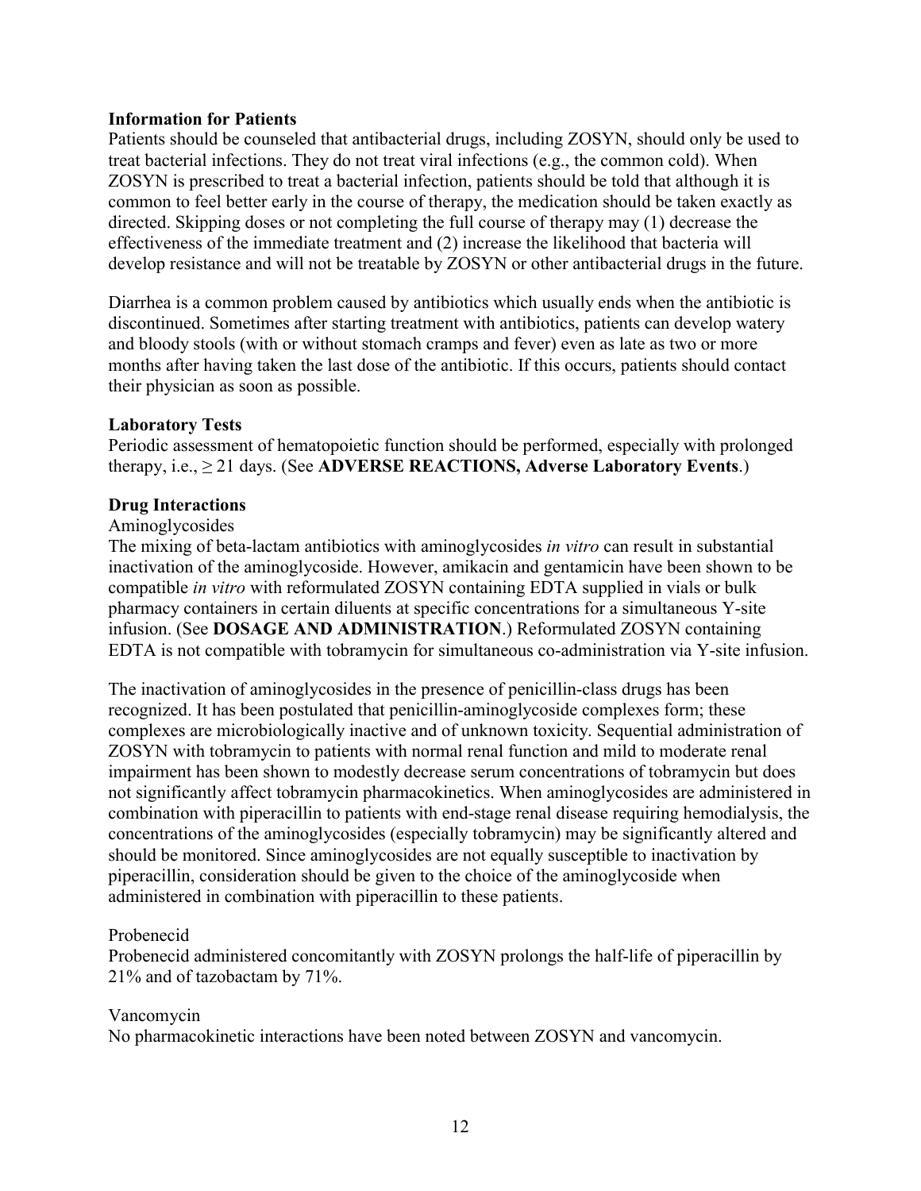**Information for Patients**

Patients should be counseled that antibacterial drugs, including ZOSYN, should only be used to treat bacterial infections. They do not treat viral infections (e.g., the common cold). When ZOSYN is prescribed to treat a bacterial infection, patients should be told that although it is common to feel better early in the course of therapy, the medication should be taken exactly as directed. Skipping doses or not completing the full course of therapy may (1) decrease the effectiveness of the immediate treatment and (2) increase the likelihood that bacteria will develop resistance and will not be treatable by ZOSYN or other antibacterial drugs in the future.

Diarrhea is a common problem caused by antibiotics which usually ends when the antibiotic is discontinued. Sometimes after starting treatment with antibiotics, patients can develop watery and bloody stools (with or without stomach cramps and fever) even as late as two or more months after having taken the last dose of the antibiotic. If this occurs, patients should contact their physician as soon as possible.

**Laboratory Tests**

Periodic assessment of hematopoietic function should be performed, especially with prolonged therapy, i.e., ≥ 21 days. (See **ADVERSE REACTIONS, Adverse Laboratory Events**.)

**Drug Interactions**

Aminoglycosides

The mixing of beta-lactam antibiotics with aminoglycosides *in vitro* can result in substantial inactivation of the aminoglycoside. However, amikacin and gentamicin have been shown to be compatible *in vitro* with reformulated ZOSYN containing EDTA supplied in vials or bulk pharmacy containers in certain diluents at specific concentrations for a simultaneous Y-site infusion. (See **DOSAGE AND ADMINISTRATION**.) Reformulated ZOSYN containing EDTA is not compatible with tobramycin for simultaneous co-administration via Y-site infusion.

The inactivation of aminoglycosides in the presence of penicillin-class drugs has been recognized. It has been postulated that penicillin-aminoglycoside complexes form; these complexes are microbiologically inactive and of unknown toxicity. Sequential administration of ZOSYN with tobramycin to patients with normal renal function and mild to moderate renal impairment has been shown to modestly decrease serum concentrations of tobramycin but does not significantly affect tobramycin pharmacokinetics. When aminoglycosides are administered in combination with piperacillin to patients with end-stage renal disease requiring hemodialysis, the concentrations of the aminoglycosides (especially tobramycin) may be significantly altered and should be monitored. Since aminoglycosides are not equally susceptible to inactivation by piperacillin, consideration should be given to the choice of the aminoglycoside when administered in combination with piperacillin to these patients.

Probenecid

Probenecid administered concomitantly with ZOSYN prolongs the half-life of piperacillin by 21% and of tazobactam by 71%.

Vancomycin

No pharmacokinetic interactions have been noted between ZOSYN and vancomycin.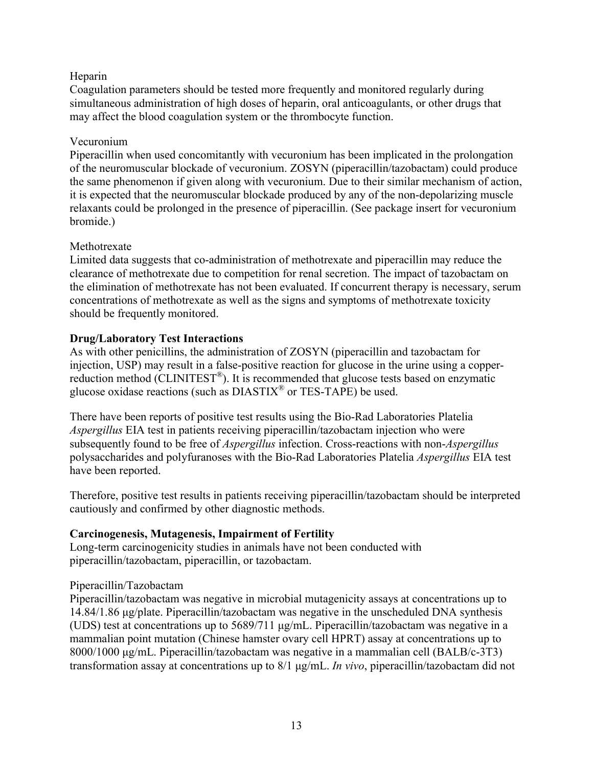Heparin

Coagulation parameters should be tested more frequently and monitored regularly during simultaneous administration of high doses of heparin, oral anticoagulants, or other drugs that may affect the blood coagulation system or the thrombocyte function.

Vecuronium

Piperacillin when used concomitantly with vecuronium has been implicated in the prolongation of the neuromuscular blockade of vecuronium. ZOSYN (piperacillin/tazobactam) could produce the same phenomenon if given along with vecuronium. Due to their similar mechanism of action, it is expected that the neuromuscular blockade produced by any of the non-depolarizing muscle relaxants could be prolonged in the presence of piperacillin. (See package insert for vecuronium bromide.)

Methotrexate

Limited data suggests that co-administration of methotrexate and piperacillin may reduce the clearance of methotrexate due to competition for renal secretion. The impact of tazobactam on the elimination of methotrexate has not been evaluated. If concurrent therapy is necessary, serum concentrations of methotrexate as well as the signs and symptoms of methotrexate toxicity should be frequently monitored.

**Drug/Laboratory Test Interactions**

As with other penicillins, the administration of ZOSYN (piperacillin and tazobactam for injection, USP) may result in a false-positive reaction for glucose in the urine using a copper-reduction method (CLINITEST®). It is recommended that glucose tests based on enzymatic glucose oxidase reactions (such as DIASTIX® or TES-TAPE) be used.

There have been reports of positive test results using the Bio-Rad Laboratories Platelia *Aspergillus* EIA test in patients receiving piperacillin/tazobactam injection who were subsequently found to be free of *Aspergillus* infection. Cross-reactions with non-*Aspergillus* polysaccharides and polyfuranoses with the Bio-Rad Laboratories Platelia *Aspergillus* EIA test have been reported.

Therefore, positive test results in patients receiving piperacillin/tazobactam should be interpreted cautiously and confirmed by other diagnostic methods.

**Carcinogenesis, Mutagenesis, Impairment of Fertility**

Long-term carcinogenicity studies in animals have not been conducted with piperacillin/tazobactam, piperacillin, or tazobactam.

Piperacillin/Tazobactam

Piperacillin/tazobactam was negative in microbial mutagenicity assays at concentrations up to 14.84/1.86 μg/plate. Piperacillin/tazobactam was negative in the unscheduled DNA synthesis (UDS) test at concentrations up to 5689/711 μg/mL. Piperacillin/tazobactam was negative in a mammalian point mutation (Chinese hamster ovary cell HPRT) assay at concentrations up to 8000/1000 μg/mL. Piperacillin/tazobactam was negative in a mammalian cell (BALB/c-3T3) transformation assay at concentrations up to 8/1 μg/mL. *In vivo*, piperacillin/tazobactam did not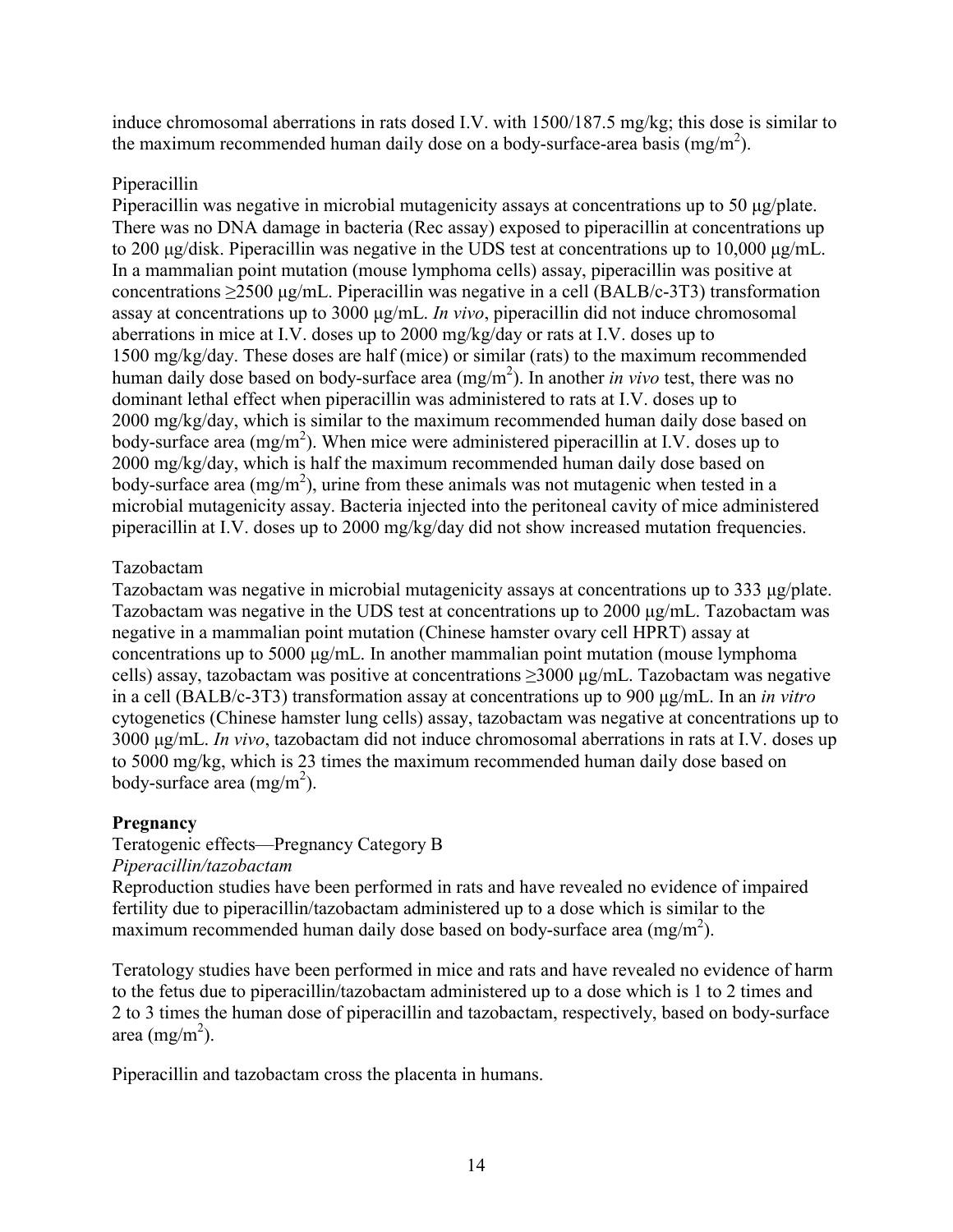induce chromosomal aberrations in rats dosed I.V. with 1500/187.5 mg/kg; this dose is similar to the maximum recommended human daily dose on a body-surface-area basis (mg/m$^2$).

Piperacillin

Piperacillin was negative in microbial mutagenicity assays at concentrations up to 50 µg/plate. There was no DNA damage in bacteria (Rec assay) exposed to piperacillin at concentrations up to 200 µg/disk. Piperacillin was negative in the UDS test at concentrations up to 10,000 µg/mL. In a mammalian point mutation (mouse lymphoma cells) assay, piperacillin was positive at concentrations ≥2500 µg/mL. Piperacillin was negative in a cell (BALB/c-3T3) transformation assay at concentrations up to 3000 µg/mL. *In vivo*, piperacillin did not induce chromosomal aberrations in mice at I.V. doses up to 2000 mg/kg/day or rats at I.V. doses up to 1500 mg/kg/day. These doses are half (mice) or similar (rats) to the maximum recommended human daily dose based on body-surface area (mg/m$^2$). In another *in vivo* test, there was no dominant lethal effect when piperacillin was administered to rats at I.V. doses up to 2000 mg/kg/day, which is similar to the maximum recommended human daily dose based on body-surface area (mg/m$^2$). When mice were administered piperacillin at I.V. doses up to 2000 mg/kg/day, which is half the maximum recommended human daily dose based on body-surface area (mg/m$^2$), urine from these animals was not mutagenic when tested in a microbial mutagenicity assay. Bacteria injected into the peritoneal cavity of mice administered piperacillin at I.V. doses up to 2000 mg/kg/day did not show increased mutation frequencies.

Tazobactam

Tazobactam was negative in microbial mutagenicity assays at concentrations up to 333 µg/plate. Tazobactam was negative in the UDS test at concentrations up to 2000 µg/mL. Tazobactam was negative in a mammalian point mutation (Chinese hamster ovary cell HPRT) assay at concentrations up to 5000 µg/mL. In another mammalian point mutation (mouse lymphoma cells) assay, tazobactam was positive at concentrations ≥3000 µg/mL. Tazobactam was negative in a cell (BALB/c-3T3) transformation assay at concentrations up to 900 µg/mL. In an *in vitro* cytogenetics (Chinese hamster lung cells) assay, tazobactam was negative at concentrations up to 3000 µg/mL. *In vivo*, tazobactam did not induce chromosomal aberrations in rats at I.V. doses up to 5000 mg/kg, which is 23 times the maximum recommended human daily dose based on body-surface area (mg/m$^2$).

**Pregnancy**

Teratogenic effects—Pregnancy Category B

*Piperacillin/tazobactam*

Reproduction studies have been performed in rats and have revealed no evidence of impaired fertility due to piperacillin/tazobactam administered up to a dose which is similar to the maximum recommended human daily dose based on body-surface area (mg/m$^2$).

Teratology studies have been performed in mice and rats and have revealed no evidence of harm to the fetus due to piperacillin/tazobactam administered up to a dose which is 1 to 2 times and 2 to 3 times the human dose of piperacillin and tazobactam, respectively, based on body-surface area (mg/m$^2$).

Piperacillin and tazobactam cross the placenta in humans.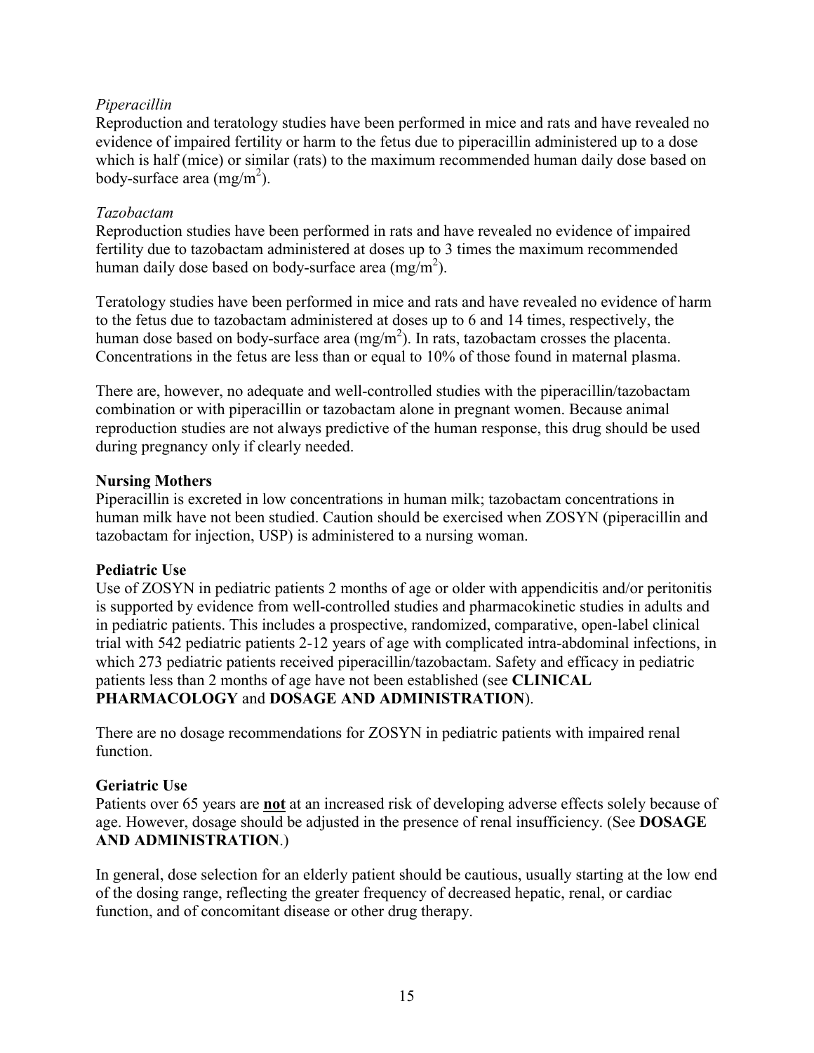*Piperacillin*

Reproduction and teratology studies have been performed in mice and rats and have revealed no evidence of impaired fertility or harm to the fetus due to piperacillin administered up to a dose which is half (mice) or similar (rats) to the maximum recommended human daily dose based on body-surface area ($mg/m^2$).

*Tazobactam*

Reproduction studies have been performed in rats and have revealed no evidence of impaired fertility due to tazobactam administered at doses up to 3 times the maximum recommended human daily dose based on body-surface area ($mg/m^2$).

Teratology studies have been performed in mice and rats and have revealed no evidence of harm to the fetus due to tazobactam administered at doses up to 6 and 14 times, respectively, the human dose based on body-surface area ($mg/m^2$). In rats, tazobactam crosses the placenta. Concentrations in the fetus are less than or equal to 10% of those found in maternal plasma.

There are, however, no adequate and well-controlled studies with the piperacillin/tazobactam combination or with piperacillin or tazobactam alone in pregnant women. Because animal reproduction studies are not always predictive of the human response, this drug should be used during pregnancy only if clearly needed.

**Nursing Mothers**

Piperacillin is excreted in low concentrations in human milk; tazobactam concentrations in human milk have not been studied. Caution should be exercised when ZOSYN (piperacillin and tazobactam for injection, USP) is administered to a nursing woman.

**Pediatric Use**

Use of ZOSYN in pediatric patients 2 months of age or older with appendicitis and/or peritonitis is supported by evidence from well-controlled studies and pharmacokinetic studies in adults and in pediatric patients. This includes a prospective, randomized, comparative, open-label clinical trial with 542 pediatric patients 2-12 years of age with complicated intra-abdominal infections, in which 273 pediatric patients received piperacillin/tazobactam. Safety and efficacy in pediatric patients less than 2 months of age have not been established (see **CLINICAL PHARMACOLOGY** and **DOSAGE AND ADMINISTRATION**).

There are no dosage recommendations for ZOSYN in pediatric patients with impaired renal function.

**Geriatric Use**

Patients over 65 years are **not** at an increased risk of developing adverse effects solely because of age. However, dosage should be adjusted in the presence of renal insufficiency. (See **DOSAGE AND ADMINISTRATION**.)

In general, dose selection for an elderly patient should be cautious, usually starting at the low end of the dosing range, reflecting the greater frequency of decreased hepatic, renal, or cardiac function, and of concomitant disease or other drug therapy.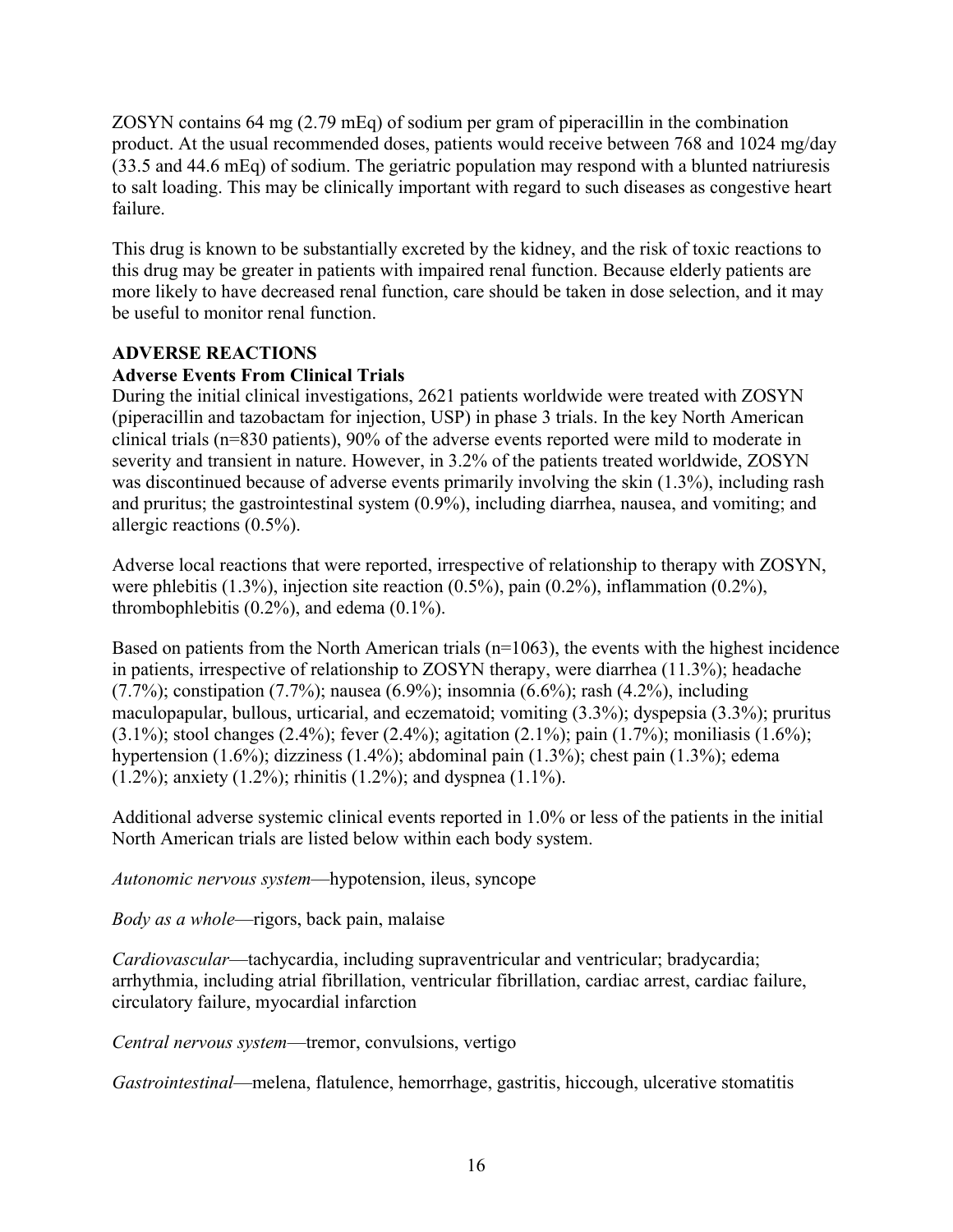ZOSYN contains 64 mg (2.79 mEq) of sodium per gram of piperacillin in the combination product. At the usual recommended doses, patients would receive between 768 and 1024 mg/day (33.5 and 44.6 mEq) of sodium. The geriatric population may respond with a blunted natriuresis to salt loading. This may be clinically important with regard to such diseases as congestive heart failure.

This drug is known to be substantially excreted by the kidney, and the risk of toxic reactions to this drug may be greater in patients with impaired renal function. Because elderly patients are more likely to have decreased renal function, care should be taken in dose selection, and it may be useful to monitor renal function.

## ADVERSE REACTIONS

### Adverse Events From Clinical Trials

During the initial clinical investigations, 2621 patients worldwide were treated with ZOSYN (piperacillin and tazobactam for injection, USP) in phase 3 trials. In the key North American clinical trials (n=830 patients), 90% of the adverse events reported were mild to moderate in severity and transient in nature. However, in 3.2% of the patients treated worldwide, ZOSYN was discontinued because of adverse events primarily involving the skin (1.3%), including rash and pruritus; the gastrointestinal system (0.9%), including diarrhea, nausea, and vomiting; and allergic reactions (0.5%).

Adverse local reactions that were reported, irrespective of relationship to therapy with ZOSYN, were phlebitis (1.3%), injection site reaction (0.5%), pain (0.2%), inflammation (0.2%), thrombophlebitis (0.2%), and edema (0.1%).

Based on patients from the North American trials (n=1063), the events with the highest incidence in patients, irrespective of relationship to ZOSYN therapy, were diarrhea (11.3%); headache (7.7%); constipation (7.7%); nausea (6.9%); insomnia (6.6%); rash (4.2%), including maculopapular, bullous, urticarial, and eczematoid; vomiting (3.3%); dyspepsia (3.3%); pruritus (3.1%); stool changes (2.4%); fever (2.4%); agitation (2.1%); pain (1.7%); moniliasis (1.6%); hypertension (1.6%); dizziness (1.4%); abdominal pain (1.3%); chest pain (1.3%); edema (1.2%); anxiety (1.2%); rhinitis (1.2%); and dyspnea (1.1%).

Additional adverse systemic clinical events reported in 1.0% or less of the patients in the initial North American trials are listed below within each body system.

*Autonomic nervous system*—hypotension, ileus, syncope

*Body as a whole*—rigors, back pain, malaise

*Cardiovascular*—tachycardia, including supraventricular and ventricular; bradycardia; arrhythmia, including atrial fibrillation, ventricular fibrillation, cardiac arrest, cardiac failure, circulatory failure, myocardial infarction

*Central nervous system*—tremor, convulsions, vertigo

*Gastrointestinal*—melena, flatulence, hemorrhage, gastritis, hiccough, ulcerative stomatitis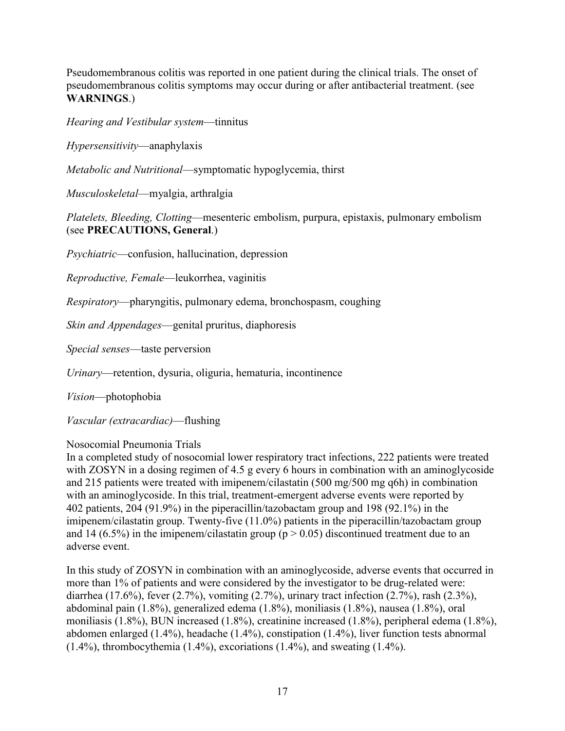Pseudomembranous colitis was reported in one patient during the clinical trials. The onset of pseudomembranous colitis symptoms may occur during or after antibacterial treatment. (see **WARNINGS**.)

*Hearing and Vestibular system*—tinnitus

*Hypersensitivity*—anaphylaxis

*Metabolic and Nutritional*—symptomatic hypoglycemia, thirst

*Musculoskeletal*—myalgia, arthralgia

*Platelets, Bleeding, Clotting*—mesenteric embolism, purpura, epistaxis, pulmonary embolism (see **PRECAUTIONS, General**.)

*Psychiatric*—confusion, hallucination, depression

*Reproductive, Female*—leukorrhea, vaginitis

*Respiratory*—pharyngitis, pulmonary edema, bronchospasm, coughing

*Skin and Appendages*—genital pruritus, diaphoresis

*Special senses*—taste perversion

*Urinary*—retention, dysuria, oliguria, hematuria, incontinence

*Vision*—photophobia

*Vascular (extracardiac)*—flushing

Nosocomial Pneumonia Trials

In a completed study of nosocomial lower respiratory tract infections, 222 patients were treated with ZOSYN in a dosing regimen of 4.5 g every 6 hours in combination with an aminoglycoside and 215 patients were treated with imipenem/cilastatin (500 mg/500 mg q6h) in combination with an aminoglycoside. In this trial, treatment-emergent adverse events were reported by 402 patients, 204 (91.9%) in the piperacillin/tazobactam group and 198 (92.1%) in the imipenem/cilastatin group. Twenty-five (11.0%) patients in the piperacillin/tazobactam group and 14 (6.5%) in the imipenem/cilastatin group ($p > 0.05$) discontinued treatment due to an adverse event.

In this study of ZOSYN in combination with an aminoglycoside, adverse events that occurred in more than 1% of patients and were considered by the investigator to be drug-related were: diarrhea (17.6%), fever (2.7%), vomiting (2.7%), urinary tract infection (2.7%), rash (2.3%), abdominal pain (1.8%), generalized edema (1.8%), moniliasis (1.8%), nausea (1.8%), oral moniliasis (1.8%), BUN increased (1.8%), creatinine increased (1.8%), peripheral edema (1.8%), abdomen enlarged (1.4%), headache (1.4%), constipation (1.4%), liver function tests abnormal (1.4%), thrombocythemia (1.4%), excoriations (1.4%), and sweating (1.4%).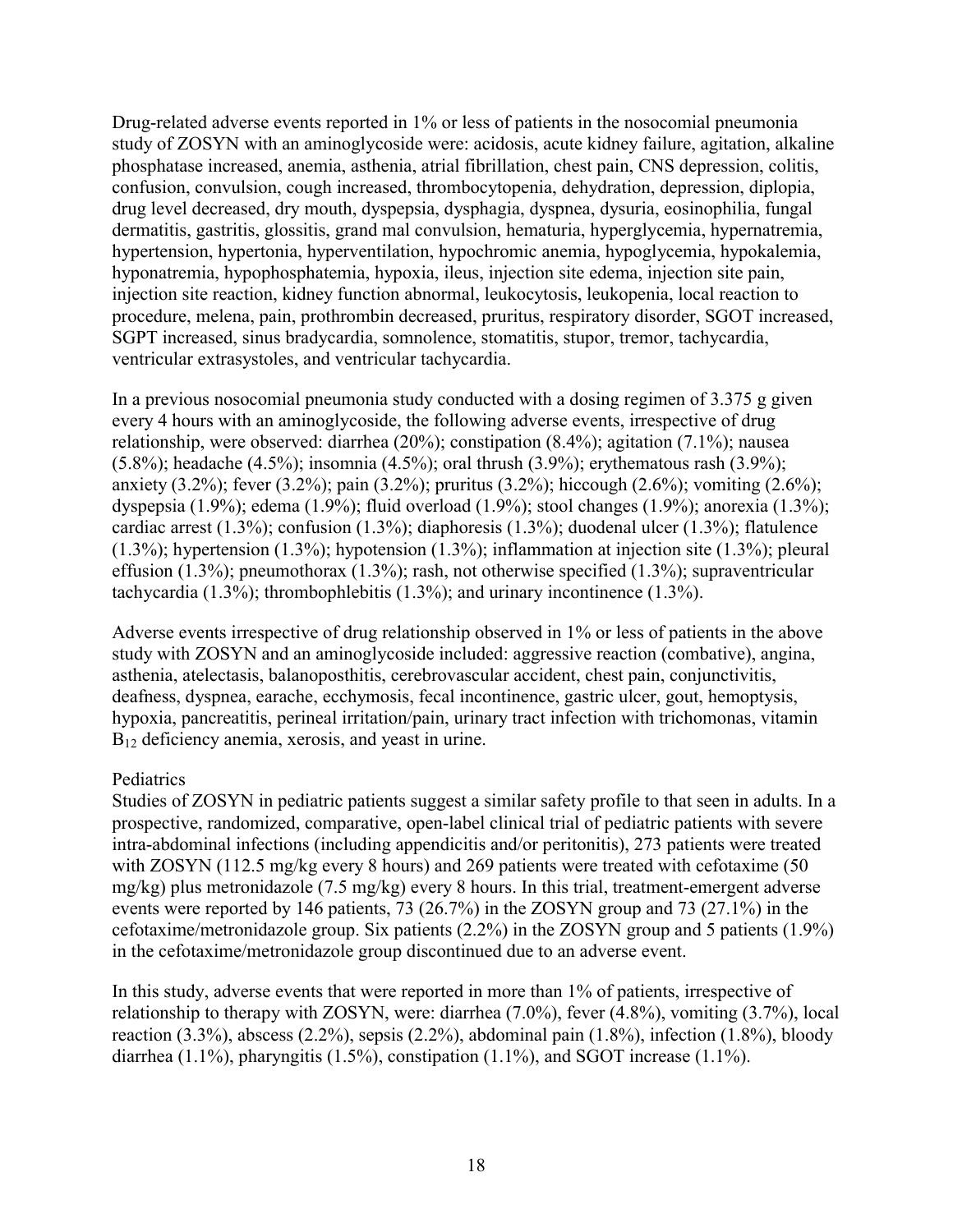Drug-related adverse events reported in 1% or less of patients in the nosocomial pneumonia study of ZOSYN with an aminoglycoside were: acidosis, acute kidney failure, agitation, alkaline phosphatase increased, anemia, asthenia, atrial fibrillation, chest pain, CNS depression, colitis, confusion, convulsion, cough increased, thrombocytopenia, dehydration, depression, diplopia, drug level decreased, dry mouth, dyspepsia, dysphagia, dyspnea, dysuria, eosinophilia, fungal dermatitis, gastritis, glossitis, grand mal convulsion, hematuria, hyperglycemia, hypernatremia, hypertension, hypertonia, hyperventilation, hypochromic anemia, hypoglycemia, hypokalemia, hyponatremia, hypophosphatemia, hypoxia, ileus, injection site edema, injection site pain, injection site reaction, kidney function abnormal, leukocytosis, leukopenia, local reaction to procedure, melena, pain, prothrombin decreased, pruritus, respiratory disorder, SGOT increased, SGPT increased, sinus bradycardia, somnolence, stomatitis, stupor, tremor, tachycardia, ventricular extrasystoles, and ventricular tachycardia.

In a previous nosocomial pneumonia study conducted with a dosing regimen of 3.375 g given every 4 hours with an aminoglycoside, the following adverse events, irrespective of drug relationship, were observed: diarrhea (20%); constipation (8.4%); agitation (7.1%); nausea (5.8%); headache (4.5%); insomnia (4.5%); oral thrush (3.9%); erythematous rash (3.9%); anxiety (3.2%); fever (3.2%); pain (3.2%); pruritus (3.2%); hiccough (2.6%); vomiting (2.6%); dyspepsia (1.9%); edema (1.9%); fluid overload (1.9%); stool changes (1.9%); anorexia (1.3%); cardiac arrest (1.3%); confusion (1.3%); diaphoresis (1.3%); duodenal ulcer (1.3%); flatulence (1.3%); hypertension (1.3%); hypotension (1.3%); inflammation at injection site (1.3%); pleural effusion (1.3%); pneumothorax (1.3%); rash, not otherwise specified (1.3%); supraventricular tachycardia (1.3%); thrombophlebitis (1.3%); and urinary incontinence (1.3%).

Adverse events irrespective of drug relationship observed in 1% or less of patients in the above study with ZOSYN and an aminoglycoside included: aggressive reaction (combative), angina, asthenia, atelectasis, balanoposthitis, cerebrovascular accident, chest pain, conjunctivitis, deafness, dyspnea, earache, ecchymosis, fecal incontinence, gastric ulcer, gout, hemoptysis, hypoxia, pancreatitis, perineal irritation/pain, urinary tract infection with trichomonas, vitamin $B_{12}$ deficiency anemia, xerosis, and yeast in urine.

Pediatrics

Studies of ZOSYN in pediatric patients suggest a similar safety profile to that seen in adults. In a prospective, randomized, comparative, open-label clinical trial of pediatric patients with severe intra-abdominal infections (including appendicitis and/or peritonitis), 273 patients were treated with ZOSYN (112.5 mg/kg every 8 hours) and 269 patients were treated with cefotaxime (50 mg/kg) plus metronidazole (7.5 mg/kg) every 8 hours. In this trial, treatment-emergent adverse events were reported by 146 patients, 73 (26.7%) in the ZOSYN group and 73 (27.1%) in the cefotaxime/metronidazole group. Six patients (2.2%) in the ZOSYN group and 5 patients (1.9%) in the cefotaxime/metronidazole group discontinued due to an adverse event.

In this study, adverse events that were reported in more than 1% of patients, irrespective of relationship to therapy with ZOSYN, were: diarrhea (7.0%), fever (4.8%), vomiting (3.7%), local reaction (3.3%), abscess (2.2%), sepsis (2.2%), abdominal pain (1.8%), infection (1.8%), bloody diarrhea (1.1%), pharyngitis (1.5%), constipation (1.1%), and SGOT increase (1.1%).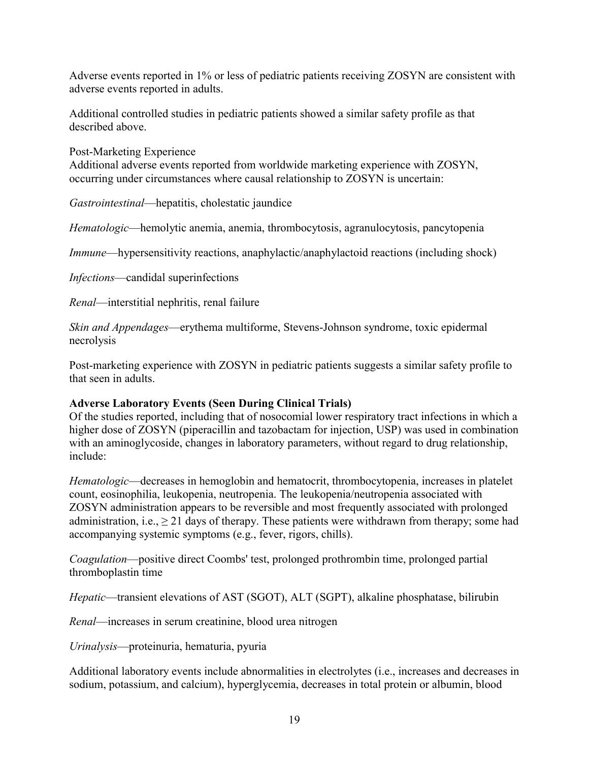Adverse events reported in 1% or less of pediatric patients receiving ZOSYN are consistent with adverse events reported in adults.

Additional controlled studies in pediatric patients showed a similar safety profile as that described above.

Post-Marketing Experience

Additional adverse events reported from worldwide marketing experience with ZOSYN, occurring under circumstances where causal relationship to ZOSYN is uncertain:

*Gastrointestinal*—hepatitis, cholestatic jaundice

*Hematologic*—hemolytic anemia, anemia, thrombocytosis, agranulocytosis, pancytopenia

*Immune*—hypersensitivity reactions, anaphylactic/anaphylactoid reactions (including shock)

*Infections*—candidal superinfections

*Renal*—interstitial nephritis, renal failure

*Skin and Appendages*—erythema multiforme, Stevens-Johnson syndrome, toxic epidermal necrolysis

Post-marketing experience with ZOSYN in pediatric patients suggests a similar safety profile to that seen in adults.

**Adverse Laboratory Events (Seen During Clinical Trials)**

Of the studies reported, including that of nosocomial lower respiratory tract infections in which a higher dose of ZOSYN (piperacillin and tazobactam for injection, USP) was used in combination with an aminoglycoside, changes in laboratory parameters, without regard to drug relationship, include:

*Hematologic*—decreases in hemoglobin and hematocrit, thrombocytopenia, increases in platelet count, eosinophilia, leukopenia, neutropenia. The leukopenia/neutropenia associated with ZOSYN administration appears to be reversible and most frequently associated with prolonged administration, i.e., $\geq$ 21 days of therapy. These patients were withdrawn from therapy; some had accompanying systemic symptoms (e.g., fever, rigors, chills).

*Coagulation*—positive direct Coombs' test, prolonged prothrombin time, prolonged partial thromboplastin time

*Hepatic*—transient elevations of AST (SGOT), ALT (SGPT), alkaline phosphatase, bilirubin

*Renal*—increases in serum creatinine, blood urea nitrogen

*Urinalysis*—proteinuria, hematuria, pyuria

Additional laboratory events include abnormalities in electrolytes (i.e., increases and decreases in sodium, potassium, and calcium), hyperglycemia, decreases in total protein or albumin, blood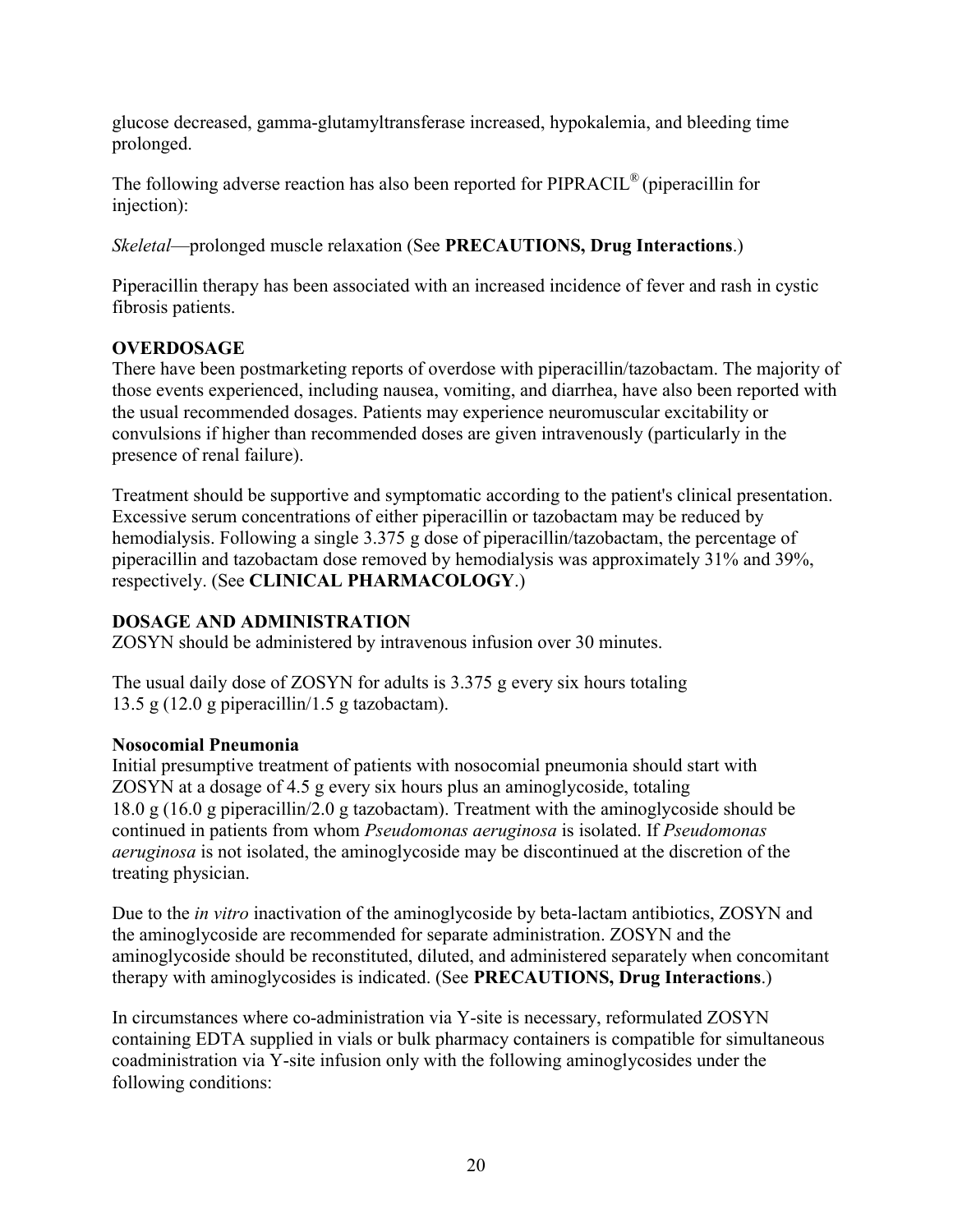glucose decreased, gamma-glutamyltransferase increased, hypokalemia, and bleeding time prolonged.

The following adverse reaction has also been reported for PIPRACIL® (piperacillin for injection):

*Skeletal*—prolonged muscle relaxation (See **PRECAUTIONS, Drug Interactions**.)

Piperacillin therapy has been associated with an increased incidence of fever and rash in cystic fibrosis patients.

## OVERDOSAGE

There have been postmarketing reports of overdose with piperacillin/tazobactam. The majority of those events experienced, including nausea, vomiting, and diarrhea, have also been reported with the usual recommended dosages. Patients may experience neuromuscular excitability or convulsions if higher than recommended doses are given intravenously (particularly in the presence of renal failure).

Treatment should be supportive and symptomatic according to the patient's clinical presentation. Excessive serum concentrations of either piperacillin or tazobactam may be reduced by hemodialysis. Following a single 3.375 g dose of piperacillin/tazobactam, the percentage of piperacillin and tazobactam dose removed by hemodialysis was approximately 31% and 39%, respectively. (See **CLINICAL PHARMACOLOGY**.)

## DOSAGE AND ADMINISTRATION

ZOSYN should be administered by intravenous infusion over 30 minutes.

The usual daily dose of ZOSYN for adults is 3.375 g every six hours totaling 13.5 g (12.0 g piperacillin/1.5 g tazobactam).

### Nosocomial Pneumonia

Initial presumptive treatment of patients with nosocomial pneumonia should start with ZOSYN at a dosage of 4.5 g every six hours plus an aminoglycoside, totaling 18.0 g (16.0 g piperacillin/2.0 g tazobactam). Treatment with the aminoglycoside should be continued in patients from whom *Pseudomonas aeruginosa* is isolated. If *Pseudomonas aeruginosa* is not isolated, the aminoglycoside may be discontinued at the discretion of the treating physician.

Due to the *in vitro* inactivation of the aminoglycoside by beta-lactam antibiotics, ZOSYN and the aminoglycoside are recommended for separate administration. ZOSYN and the aminoglycoside should be reconstituted, diluted, and administered separately when concomitant therapy with aminoglycosides is indicated. (See **PRECAUTIONS, Drug Interactions**.)

In circumstances where co-administration via Y-site is necessary, reformulated ZOSYN containing EDTA supplied in vials or bulk pharmacy containers is compatible for simultaneous coadministration via Y-site infusion only with the following aminoglycosides under the following conditions: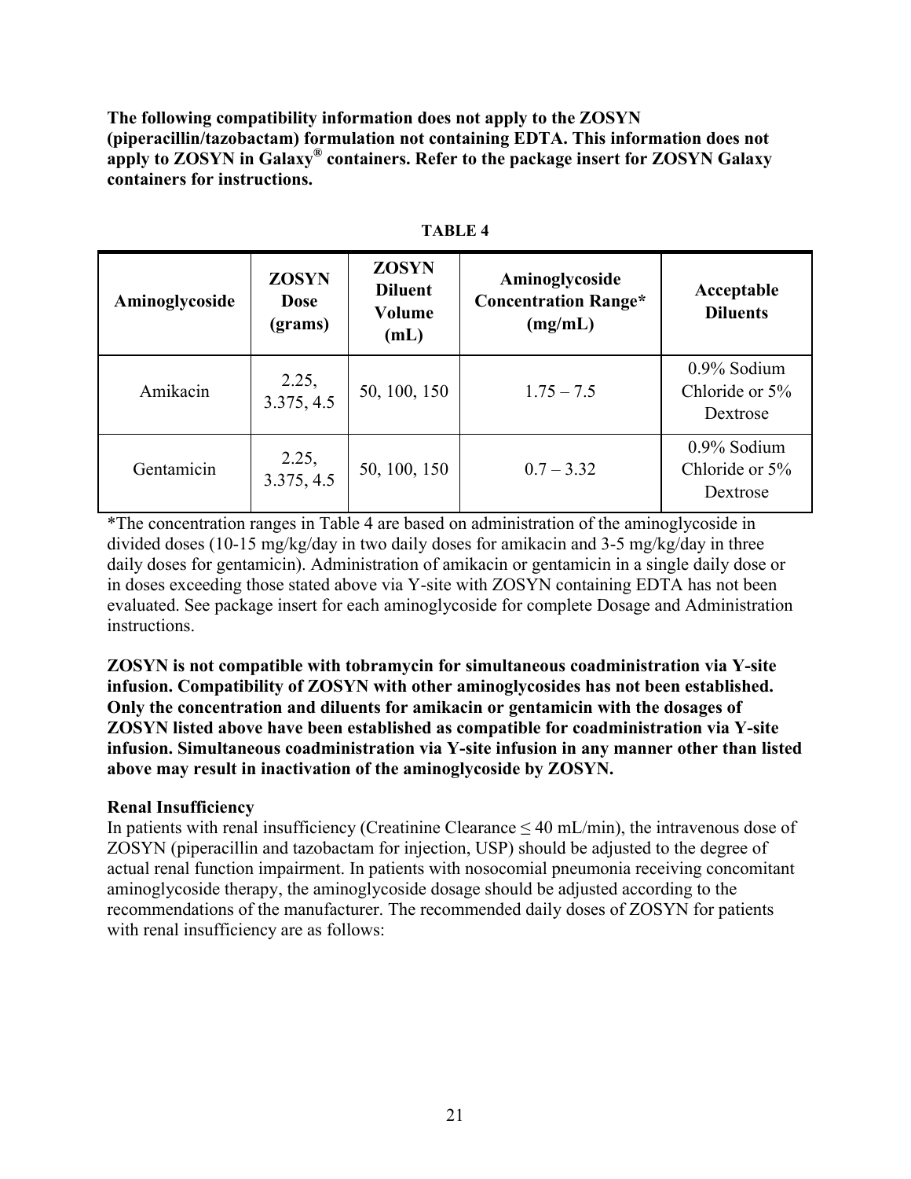**The following compatibility information does not apply to the ZOSYN (piperacillin/tazobactam) formulation not containing EDTA. This information does not apply to ZOSYN in Galaxy® containers. Refer to the package insert for ZOSYN Galaxy containers for instructions.**

**TABLE 4**

| Aminoglycoside | ZOSYN Dose (grams) | ZOSYN Diluent Volume (mL) | Aminoglycoside Concentration Range* (mg/mL) | Acceptable Diluents |
|---|---|---|---|---|
| Amikacin | 2.25, 3.375, 4.5 | 50, 100, 150 | 1.75 – 7.5 | 0.9% Sodium Chloride or 5% Dextrose |
| Gentamicin | 2.25, 3.375, 4.5 | 50, 100, 150 | 0.7 – 3.32 | 0.9% Sodium Chloride or 5% Dextrose |

*The concentration ranges in Table 4 are based on administration of the aminoglycoside in divided doses (10-15 mg/kg/day in two daily doses for amikacin and 3-5 mg/kg/day in three daily doses for gentamicin). Administration of amikacin or gentamicin in a single daily dose or in doses exceeding those stated above via Y-site with ZOSYN containing EDTA has not been evaluated. See package insert for each aminoglycoside for complete Dosage and Administration instructions.

**ZOSYN is not compatible with tobramycin for simultaneous coadministration via Y-site infusion. Compatibility of ZOSYN with other aminoglycosides has not been established. Only the concentration and diluents for amikacin or gentamicin with the dosages of ZOSYN listed above have been established as compatible for coadministration via Y-site infusion. Simultaneous coadministration via Y-site infusion in any manner other than listed above may result in inactivation of the aminoglycoside by ZOSYN.**

**Renal Insufficiency**

In patients with renal insufficiency (Creatinine Clearance ≤ 40 mL/min), the intravenous dose of ZOSYN (piperacillin and tazobactam for injection, USP) should be adjusted to the degree of actual renal function impairment. In patients with nosocomial pneumonia receiving concomitant aminoglycoside therapy, the aminoglycoside dosage should be adjusted according to the recommendations of the manufacturer. The recommended daily doses of ZOSYN for patients with renal insufficiency are as follows: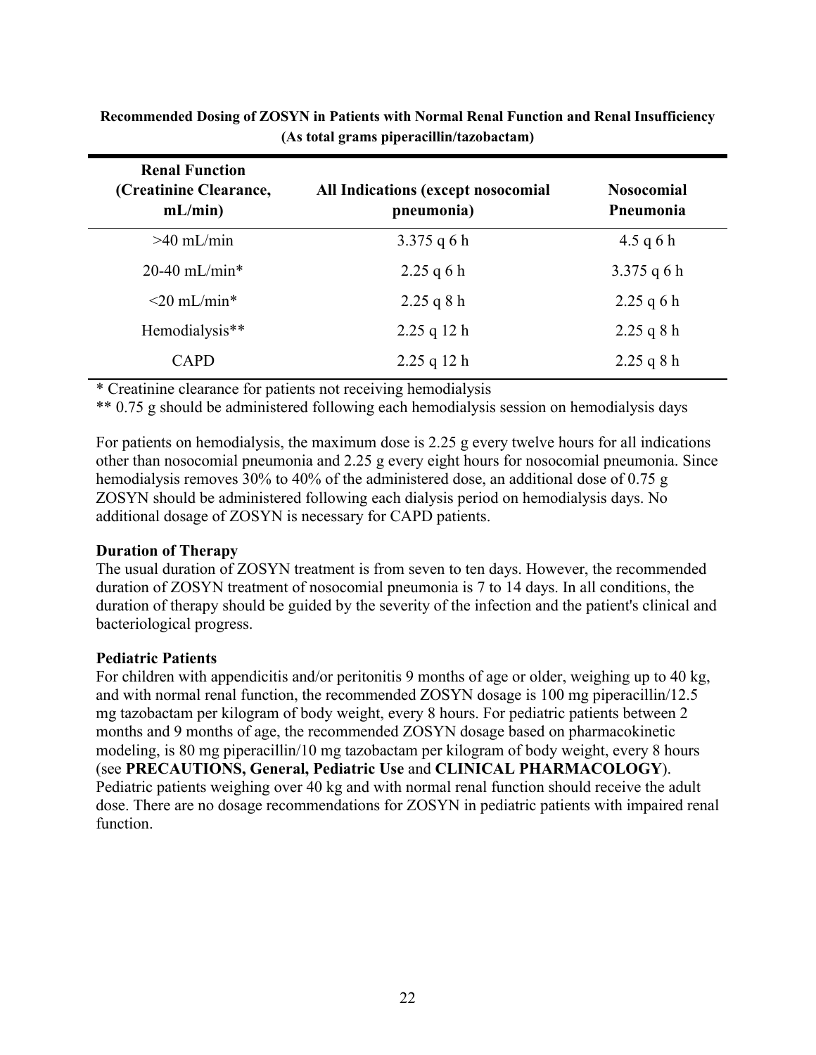**Recommended Dosing of ZOSYN in Patients with Normal Renal Function and Renal Insufficiency (As total grams piperacillin/tazobactam)**

| Renal Function (Creatinine Clearance, mL/min) | All Indications (except nosocomial pneumonia) | Nosocomial Pneumonia |
|---|---|---|
| >40 mL/min | 3.375 q 6 h | 4.5 q 6 h |
| 20-40 mL/min* | 2.25 q 6 h | 3.375 q 6 h |
| <20 mL/min* | 2.25 q 8 h | 2.25 q 6 h |
| Hemodialysis** | 2.25 q 12 h | 2.25 q 8 h |
| CAPD | 2.25 q 12 h | 2.25 q 8 h |

\* Creatinine clearance for patients not receiving hemodialysis

\*\* 0.75 g should be administered following each hemodialysis session on hemodialysis days

For patients on hemodialysis, the maximum dose is 2.25 g every twelve hours for all indications other than nosocomial pneumonia and 2.25 g every eight hours for nosocomial pneumonia. Since hemodialysis removes 30% to 40% of the administered dose, an additional dose of 0.75 g ZOSYN should be administered following each dialysis period on hemodialysis days. No additional dosage of ZOSYN is necessary for CAPD patients.

**Duration of Therapy**

The usual duration of ZOSYN treatment is from seven to ten days. However, the recommended duration of ZOSYN treatment of nosocomial pneumonia is 7 to 14 days. In all conditions, the duration of therapy should be guided by the severity of the infection and the patient's clinical and bacteriological progress.

**Pediatric Patients**

For children with appendicitis and/or peritonitis 9 months of age or older, weighing up to 40 kg, and with normal renal function, the recommended ZOSYN dosage is 100 mg piperacillin/12.5 mg tazobactam per kilogram of body weight, every 8 hours. For pediatric patients between 2 months and 9 months of age, the recommended ZOSYN dosage based on pharmacokinetic modeling, is 80 mg piperacillin/10 mg tazobactam per kilogram of body weight, every 8 hours (see **PRECAUTIONS, General, Pediatric Use** and **CLINICAL PHARMACOLOGY**). Pediatric patients weighing over 40 kg and with normal renal function should receive the adult dose. There are no dosage recommendations for ZOSYN in pediatric patients with impaired renal function.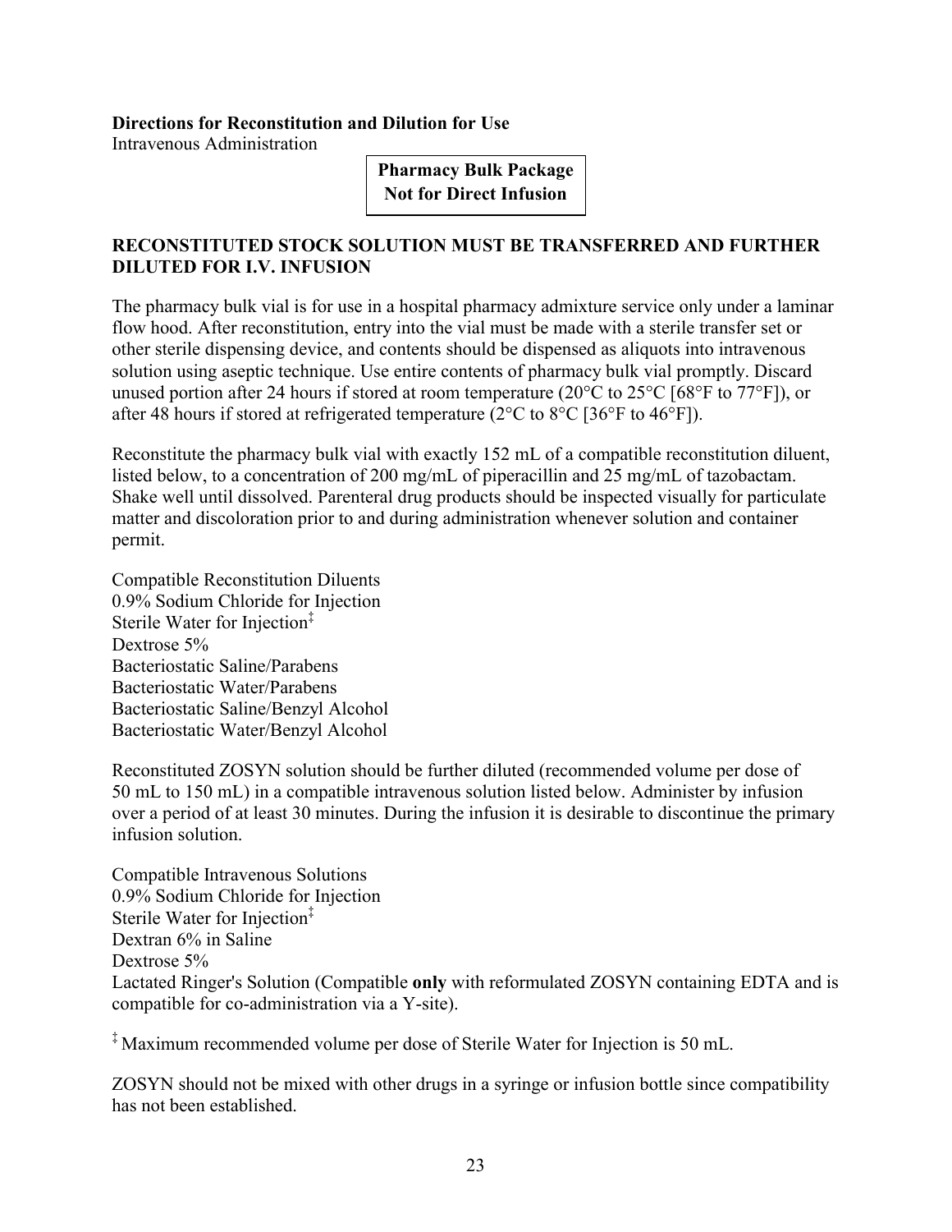**Directions for Reconstitution and Dilution for Use**

Intravenous Administration

**Pharmacy Bulk Package**
**Not for Direct Infusion**

**RECONSTITUTED STOCK SOLUTION MUST BE TRANSFERRED AND FURTHER DILUTED FOR I.V. INFUSION**

The pharmacy bulk vial is for use in a hospital pharmacy admixture service only under a laminar flow hood. After reconstitution, entry into the vial must be made with a sterile transfer set or other sterile dispensing device, and contents should be dispensed as aliquots into intravenous solution using aseptic technique. Use entire contents of pharmacy bulk vial promptly. Discard unused portion after 24 hours if stored at room temperature (20°C to 25°C [68°F to 77°F]), or after 48 hours if stored at refrigerated temperature (2°C to 8°C [36°F to 46°F]).

Reconstitute the pharmacy bulk vial with exactly 152 mL of a compatible reconstitution diluent, listed below, to a concentration of 200 mg/mL of piperacillin and 25 mg/mL of tazobactam. Shake well until dissolved. Parenteral drug products should be inspected visually for particulate matter and discoloration prior to and during administration whenever solution and container permit.

Compatible Reconstitution Diluents
0.9% Sodium Chloride for Injection
Sterile Water for Injection[‡]
Dextrose 5%
Bacteriostatic Saline/Parabens
Bacteriostatic Water/Parabens
Bacteriostatic Saline/Benzyl Alcohol
Bacteriostatic Water/Benzyl Alcohol

Reconstituted ZOSYN solution should be further diluted (recommended volume per dose of 50 mL to 150 mL) in a compatible intravenous solution listed below. Administer by infusion over a period of at least 30 minutes. During the infusion it is desirable to discontinue the primary infusion solution.

Compatible Intravenous Solutions
0.9% Sodium Chloride for Injection
Sterile Water for Injection[‡]
Dextran 6% in Saline
Dextrose 5%
Lactated Ringer's Solution (Compatible **only** with reformulated ZOSYN containing EDTA and is compatible for co-administration via a Y-site).

[‡] Maximum recommended volume per dose of Sterile Water for Injection is 50 mL.

ZOSYN should not be mixed with other drugs in a syringe or infusion bottle since compatibility has not been established.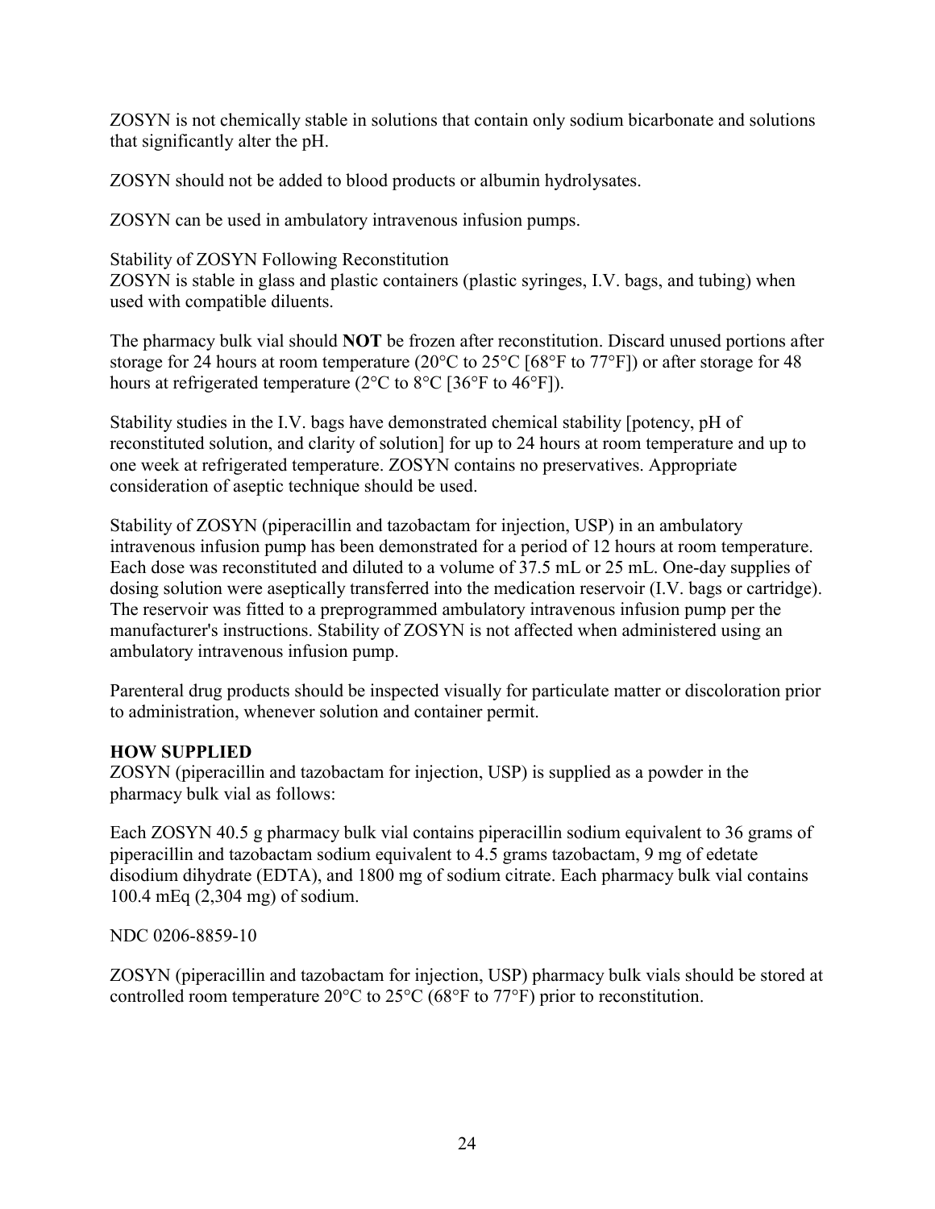ZOSYN is not chemically stable in solutions that contain only sodium bicarbonate and solutions that significantly alter the pH.

ZOSYN should not be added to blood products or albumin hydrolysates.

ZOSYN can be used in ambulatory intravenous infusion pumps.

Stability of ZOSYN Following Reconstitution
ZOSYN is stable in glass and plastic containers (plastic syringes, I.V. bags, and tubing) when used with compatible diluents.

The pharmacy bulk vial should **NOT** be frozen after reconstitution. Discard unused portions after storage for 24 hours at room temperature (20°C to 25°C [68°F to 77°F]) or after storage for 48 hours at refrigerated temperature (2°C to 8°C [36°F to 46°F]).

Stability studies in the I.V. bags have demonstrated chemical stability [potency, pH of reconstituted solution, and clarity of solution] for up to 24 hours at room temperature and up to one week at refrigerated temperature. ZOSYN contains no preservatives. Appropriate consideration of aseptic technique should be used.

Stability of ZOSYN (piperacillin and tazobactam for injection, USP) in an ambulatory intravenous infusion pump has been demonstrated for a period of 12 hours at room temperature. Each dose was reconstituted and diluted to a volume of 37.5 mL or 25 mL. One-day supplies of dosing solution were aseptically transferred into the medication reservoir (I.V. bags or cartridge). The reservoir was fitted to a preprogrammed ambulatory intravenous infusion pump per the manufacturer's instructions. Stability of ZOSYN is not affected when administered using an ambulatory intravenous infusion pump.

Parenteral drug products should be inspected visually for particulate matter or discoloration prior to administration, whenever solution and container permit.

**HOW SUPPLIED**
ZOSYN (piperacillin and tazobactam for injection, USP) is supplied as a powder in the pharmacy bulk vial as follows:

Each ZOSYN 40.5 g pharmacy bulk vial contains piperacillin sodium equivalent to 36 grams of piperacillin and tazobactam sodium equivalent to 4.5 grams tazobactam, 9 mg of edetate disodium dihydrate (EDTA), and 1800 mg of sodium citrate. Each pharmacy bulk vial contains 100.4 mEq (2,304 mg) of sodium.

NDC 0206-8859-10

ZOSYN (piperacillin and tazobactam for injection, USP) pharmacy bulk vials should be stored at controlled room temperature 20°C to 25°C (68°F to 77°F) prior to reconstitution.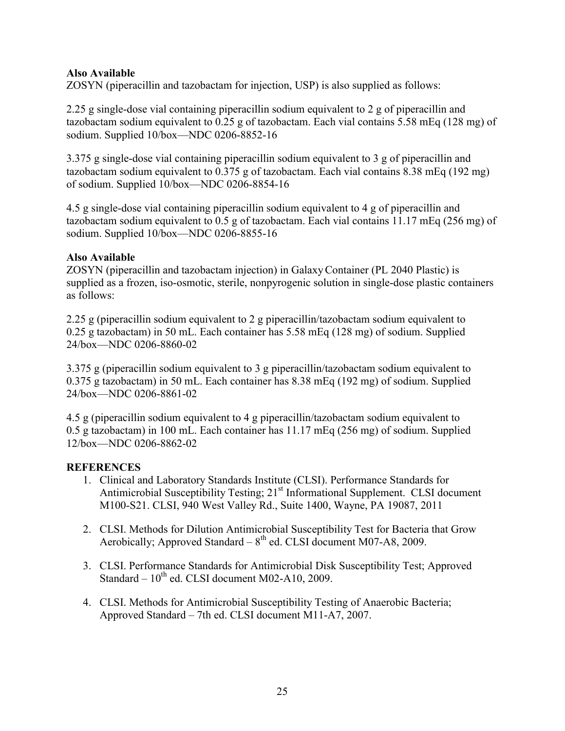**Also Available**

ZOSYN (piperacillin and tazobactam for injection, USP) is also supplied as follows:

2.25 g single-dose vial containing piperacillin sodium equivalent to 2 g of piperacillin and tazobactam sodium equivalent to 0.25 g of tazobactam. Each vial contains 5.58 mEq (128 mg) of sodium. Supplied 10/box—NDC 0206-8852-16

3.375 g single-dose vial containing piperacillin sodium equivalent to 3 g of piperacillin and tazobactam sodium equivalent to 0.375 g of tazobactam. Each vial contains 8.38 mEq (192 mg) of sodium. Supplied 10/box—NDC 0206-8854-16

4.5 g single-dose vial containing piperacillin sodium equivalent to 4 g of piperacillin and tazobactam sodium equivalent to 0.5 g of tazobactam. Each vial contains 11.17 mEq (256 mg) of sodium. Supplied 10/box—NDC 0206-8855-16

**Also Available**

ZOSYN (piperacillin and tazobactam injection) in Galaxy Container (PL 2040 Plastic) is supplied as a frozen, iso-osmotic, sterile, nonpyrogenic solution in single-dose plastic containers as follows:

2.25 g (piperacillin sodium equivalent to 2 g piperacillin/tazobactam sodium equivalent to 0.25 g tazobactam) in 50 mL. Each container has 5.58 mEq (128 mg) of sodium. Supplied 24/box—NDC 0206-8860-02

3.375 g (piperacillin sodium equivalent to 3 g piperacillin/tazobactam sodium equivalent to 0.375 g tazobactam) in 50 mL. Each container has 8.38 mEq (192 mg) of sodium. Supplied 24/box—NDC 0206-8861-02

4.5 g (piperacillin sodium equivalent to 4 g piperacillin/tazobactam sodium equivalent to 0.5 g tazobactam) in 100 mL. Each container has 11.17 mEq (256 mg) of sodium. Supplied 12/box—NDC 0206-8862-02

## REFERENCES

1. Clinical and Laboratory Standards Institute (CLSI). Performance Standards for Antimicrobial Susceptibility Testing; 21st Informational Supplement. CLSI document M100-S21. CLSI, 940 West Valley Rd., Suite 1400, Wayne, PA 19087, 2011

2. CLSI. Methods for Dilution Antimicrobial Susceptibility Test for Bacteria that Grow Aerobically; Approved Standard – 8th ed. CLSI document M07-A8, 2009.

3. CLSI. Performance Standards for Antimicrobial Disk Susceptibility Test; Approved Standard – 10th ed. CLSI document M02-A10, 2009.

4. CLSI. Methods for Antimicrobial Susceptibility Testing of Anaerobic Bacteria; Approved Standard – 7th ed. CLSI document M11-A7, 2007.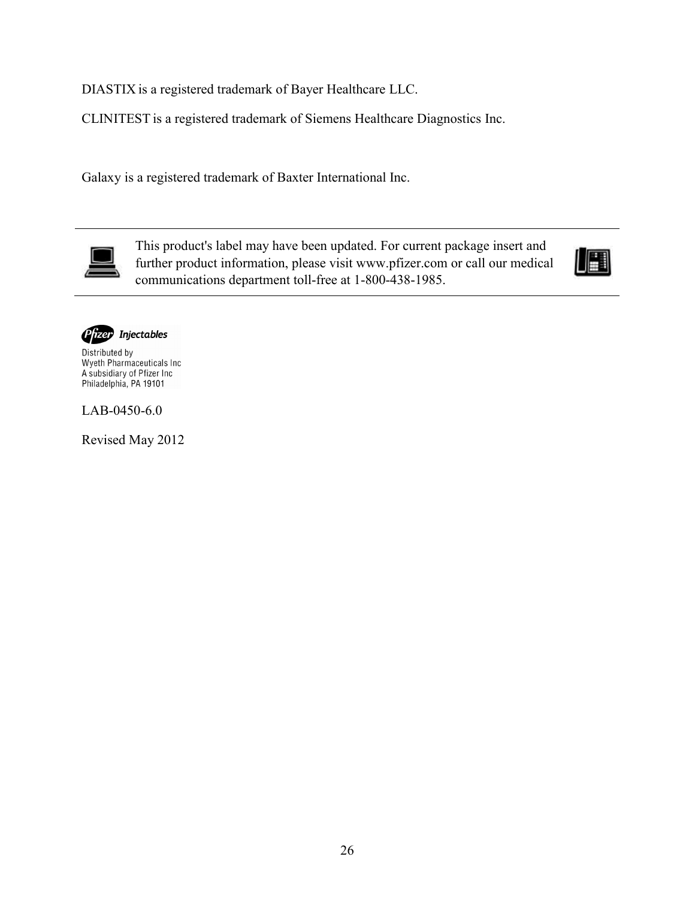DIASTIX is a registered trademark of Bayer Healthcare LLC.

CLINITEST is a registered trademark of Siemens Healthcare Diagnostics Inc.

Galaxy is a registered trademark of Baxter International Inc.

---

This product's label may have been updated. For current package insert and further product information, please visit www.pfizer.com or call our medical communications department toll-free at 1-800-438-1985.

---

Pfizer Injectables

Distributed by
Wyeth Pharmaceuticals Inc
A subsidiary of Pfizer Inc
Philadelphia, PA 19101

LAB-0450-6.0

Revised May 2012